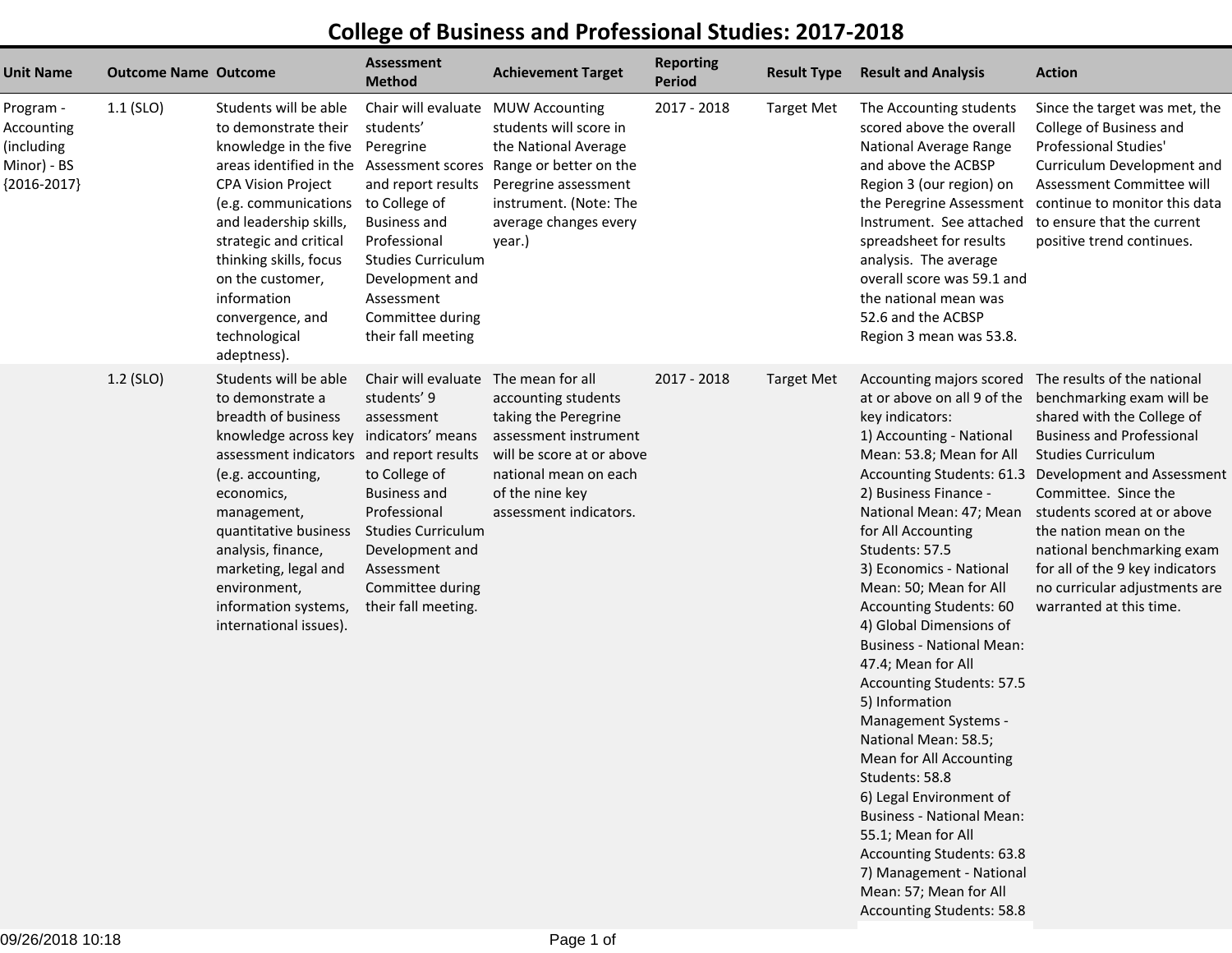# College of Business and Professional Studies: 2017-2018

| Unit Name | Outcome Name | Outcome | Assessment Method | Achievement Target | Reporting Period | Result Type | Result and Analysis | Action |
|---|---|---|---|---|---|---|---|---|
| Program - Accounting (including Minor) - BS {2016-2017} | 1.1 (SLO) | Students will be able to demonstrate their knowledge in the five areas identified in the CPA Vision Project (e.g. communications and leadership skills, strategic and critical thinking skills, focus on the customer, information convergence, and technological adeptness). | Chair will evaluate students' Peregrine Assessment scores and report results to College of Business and Professional Studies Curriculum Development and Assessment Committee during their fall meeting | MUW Accounting students will score in the National Average Range or better on the Peregrine assessment instrument. (Note: The average changes every year.) | 2017 - 2018 | Target Met | The Accounting students scored above the overall National Average Range and above the ACBSP Region 3 (our region) on the Peregrine Assessment Instrument. See attached spreadsheet for results analysis. The average overall score was 59.1 and the national mean was 52.6 and the ACBSP Region 3 mean was 53.8. | Since the target was met, the College of Business and Professional Studies' Curriculum Development and Assessment Committee will continue to monitor this data to ensure that the current positive trend continues. |
| | 1.2 (SLO) | Students will be able to demonstrate a breadth of business knowledge across key assessment indicators (e.g. accounting, economics, management, quantitative business analysis, finance, marketing, legal and environment, information systems, international issues). | Chair will evaluate students' 9 assessment indicators' means and report results to College of Business and Professional Studies Curriculum Development and Assessment Committee during their fall meeting. | The mean for all accounting students taking the Peregrine assessment instrument will be score at or above national mean on each of the nine key assessment indicators. | 2017 - 2018 | Target Met | Accounting majors scored at or above on all 9 of the key indicators:<br>1) Accounting - National Mean: 53.8; Mean for All Accounting Students: 61.3<br>2) Business Finance - National Mean: 47; Mean for All Accounting Students: 57.5<br>3) Economics - National Mean: 50; Mean for All Accounting Students: 60<br>4) Global Dimensions of Business - National Mean: 47.4; Mean for All Accounting Students: 57.5<br>5) Information Management Systems - National Mean: 58.5; Mean for All Accounting Students: 58.8<br>6) Legal Environment of Business - National Mean: 55.1; Mean for All Accounting Students: 63.8<br>7) Management - National Mean: 57; Mean for All Accounting Students: 58.8 | The results of the national benchmarking exam will be shared with the College of Business and Professional Studies Curriculum Development and Assessment Committee. Since the students scored at or above the nation mean on the national benchmarking exam for all of the 9 key indicators no curricular adjustments are warranted at this time. |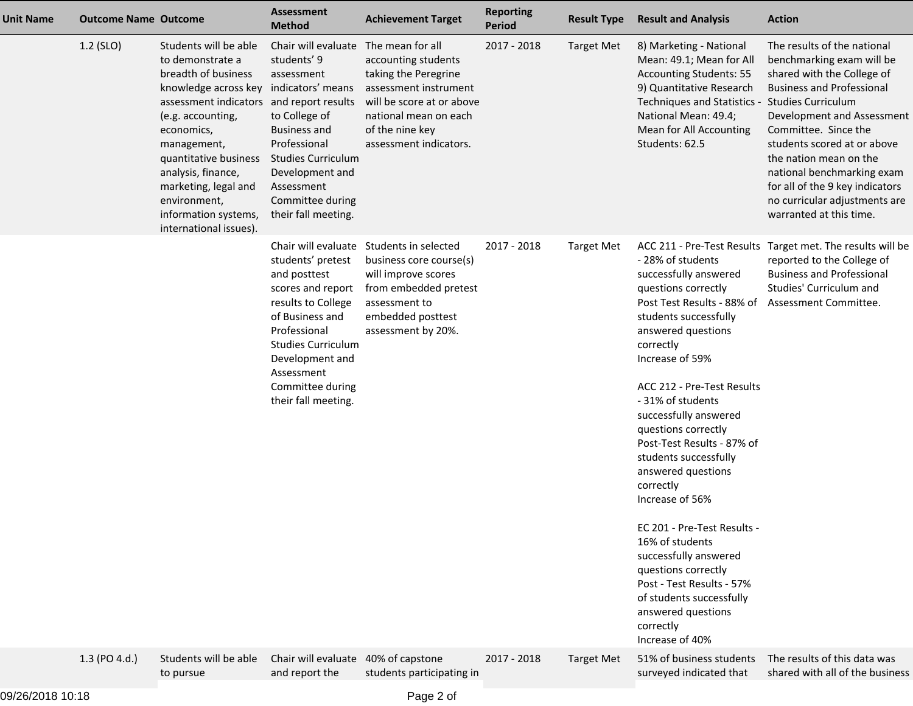| Unit Name | Outcome Name | Outcome | Assessment Method | Achievement Target | Reporting Period | Result Type | Result and Analysis | Action |
|---|---|---|---|---|---|---|---|---|
| | 1.2 (SLO) | Students will be able to demonstrate a breadth of business knowledge across key assessment indicators (e.g. accounting, economics, management, quantitative business analysis, finance, marketing, legal and environment, information systems, international issues). | Chair will evaluate students' 9 assessment indicators' means and report results to College of Business and Professional Studies Curriculum Development and Assessment Committee during their fall meeting. | The mean for all accounting students taking the Peregrine assessment instrument will be score at or above national mean on each of the nine key assessment indicators. | 2017 - 2018 | Target Met | 8) Marketing - National Mean: 49.1; Mean for All Accounting Students: 55<br>9) Quantitative Research Techniques and Statistics - National Mean: 49.4; Mean for All Accounting Students: 62.5 | The results of the national benchmarking exam will be shared with the College of Business and Professional Studies Curriculum Development and Assessment Committee. Since the students scored at or above the nation mean on the national benchmarking exam for all of the 9 key indicators no curricular adjustments are warranted at this time. |
| | | | Chair will evaluate students' pretest and posttest scores and report results to College of Business and Professional Studies Curriculum Development and Assessment Committee during their fall meeting. | Students in selected business core course(s) will improve scores from embedded pretest assessment to embedded posttest assessment by 20%. | 2017 - 2018 | Target Met | ACC 211 - Pre-Test Results - 28% of students successfully answered questions correctly<br>Post Test Results - 88% of students successfully answered questions correctly<br>Increase of 59%<br><br>ACC 212 - Pre-Test Results - 31% of students successfully answered questions correctly<br>Post-Test Results - 87% of students successfully answered questions correctly<br>Increase of 56%<br><br>EC 201 - Pre-Test Results - 16% of students successfully answered questions correctly<br>Post - Test Results - 57% of students successfully answered questions correctly<br>Increase of 40% | Target met. The results will be reported to the College of Business and Professional Studies' Curriculum and Assessment Committee. |
| | 1.3 (PO 4.d.) | Students will be able to pursue | Chair will evaluate and report the | 40% of capstone students participating in | 2017 - 2018 | Target Met | 51% of business students surveyed indicated that | The results of this data was shared with all of the business |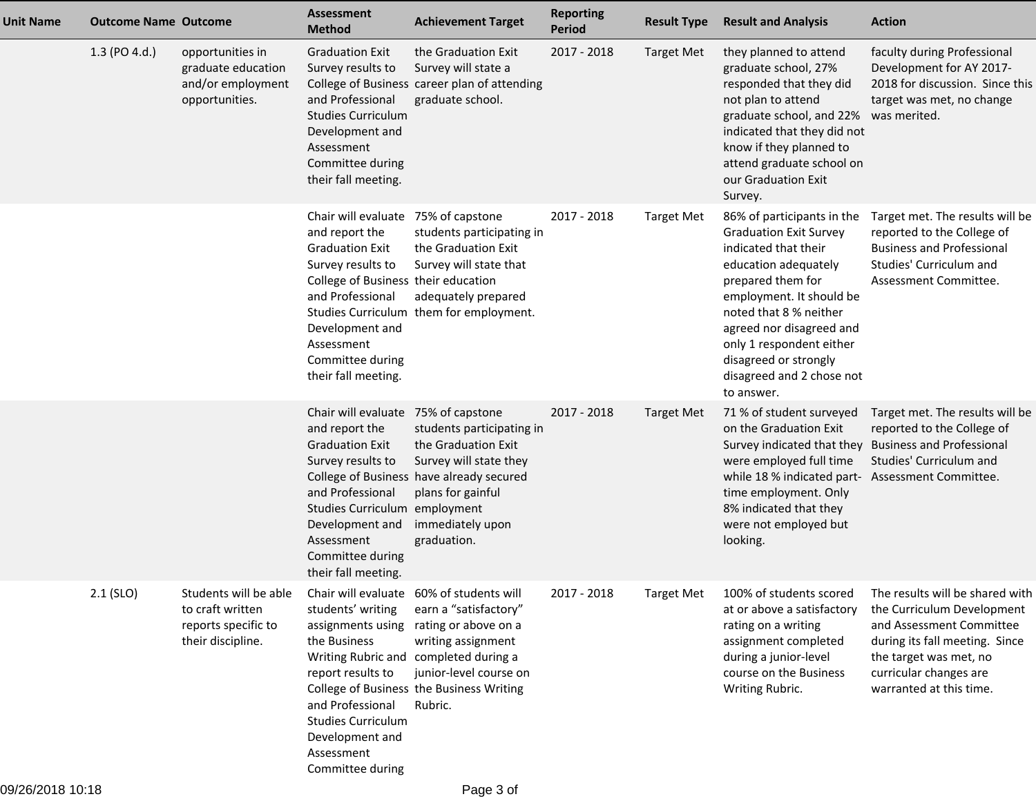| Unit Name | Outcome Name | Outcome | Assessment Method | Achievement Target | Reporting Period | Result Type | Result and Analysis | Action |
|---|---|---|---|---|---|---|---|---|
| | 1.3 (PO 4.d.) | opportunities in graduate education and/or employment opportunities. | Graduation Exit Survey results to College of Business and Professional Studies Curriculum Development and Assessment Committee during their fall meeting. | the Graduation Exit Survey will state a career plan of attending graduate school. | 2017 - 2018 | Target Met | they planned to attend graduate school, 27% responded that they did not plan to attend graduate school, and 22% indicated that they did not know if they planned to attend graduate school on our Graduation Exit Survey. | faculty during Professional Development for AY 2017-2018 for discussion. Since this target was met, no change was merited. |
| | | | Chair will evaluate and report the Graduation Exit Survey results to College of Business and Professional Studies Curriculum Development and Assessment Committee during their fall meeting. | 75% of capstone students participating in the Graduation Exit Survey will state that their education adequately prepared them for employment. | 2017 - 2018 | Target Met | 86% of participants in the Graduation Exit Survey indicated that their education adequately prepared them for employment. It should be noted that 8 % neither agreed nor disagreed and only 1 respondent either disagreed or strongly disagreed and 2 chose not to answer. | Target met. The results will be reported to the College of Business and Professional Studies' Curriculum and Assessment Committee. |
| | | | Chair will evaluate and report the Graduation Exit Survey results to College of Business and Professional Studies Curriculum Development and Assessment Committee during their fall meeting. | 75% of capstone students participating in the Graduation Exit Survey will state they have already secured plans for gainful employment immediately upon graduation. | 2017 - 2018 | Target Met | 71 % of student surveyed on the Graduation Exit Survey indicated that they were employed full time while 18 % indicated part-time employment. Only 8% indicated that they were not employed but looking. | Target met. The results will be reported to the College of Business and Professional Studies' Curriculum and Assessment Committee. |
| | 2.1 (SLO) | Students will be able to craft written reports specific to their discipline. | Chair will evaluate students' writing assignments using the Business Writing Rubric and report results to College of Business and Professional Studies Curriculum Development and Assessment Committee during | 60% of students will earn a "satisfactory" rating or above on a writing assignment completed during a junior-level course on the Business Writing Rubric. | 2017 - 2018 | Target Met | 100% of students scored at or above a satisfactory rating on a writing assignment completed during a junior-level course on the Business Writing Rubric. | The results will be shared with the Curriculum Development and Assessment Committee during its fall meeting. Since the target was met, no curricular changes are warranted at this time. |

09/26/2018 10:18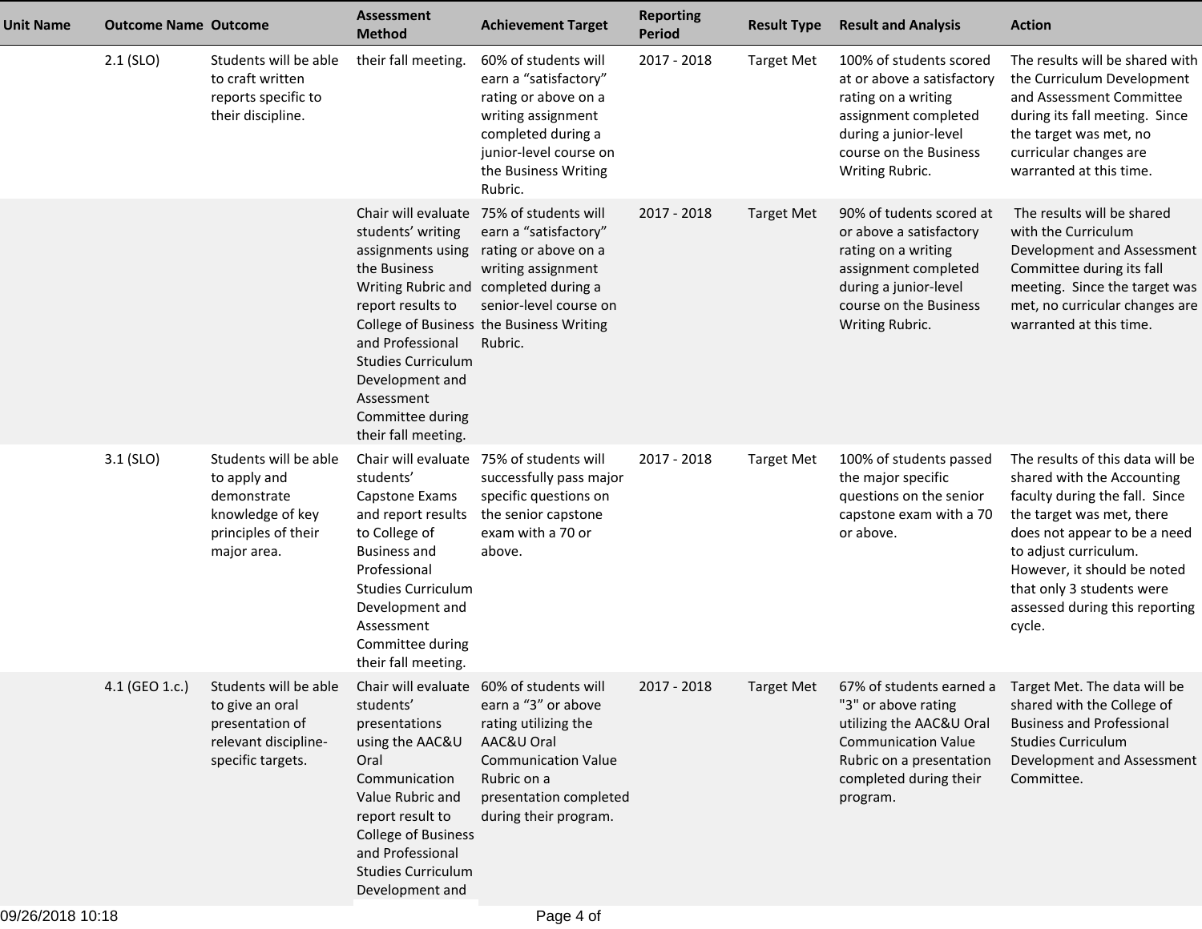| Unit Name | Outcome Name | Outcome | Assessment Method | Achievement Target | Reporting Period | Result Type | Result and Analysis | Action |
|---|---|---|---|---|---|---|---|---|
| | 2.1 (SLO) | Students will be able to craft written reports specific to their discipline. | their fall meeting. | 60% of students will earn a “satisfactory” rating or above on a writing assignment completed during a junior-level course on the Business Writing Rubric. | 2017 - 2018 | Target Met | 100% of students scored at or above a satisfactory rating on a writing assignment completed during a junior-level course on the Business Writing Rubric. | The results will be shared with the Curriculum Development and Assessment Committee during its fall meeting. Since the target was met, no curricular changes are warranted at this time. |
| | | | Chair will evaluate students’ writing assignments using the Business Writing Rubric and report results to College of Business and Professional Studies Curriculum Development and Assessment Committee during their fall meeting. | 75% of students will earn a “satisfactory” rating or above on a writing assignment completed during a senior-level course on the Business Writing Rubric. | 2017 - 2018 | Target Met | 90% of tudents scored at or above a satisfactory rating on a writing assignment completed during a junior-level course on the Business Writing Rubric. | The results will be shared with the Curriculum Development and Assessment Committee during its fall meeting. Since the target was met, no curricular changes are warranted at this time. |
| | 3.1 (SLO) | Students will be able to apply and demonstrate knowledge of key principles of their major area. | Chair will evaluate students’ Capstone Exams and report results to College of Business and Professional Studies Curriculum Development and Assessment Committee during their fall meeting. | 75% of students will successfully pass major specific questions on the senior capstone exam with a 70 or above. | 2017 - 2018 | Target Met | 100% of students passed the major specific questions on the senior capstone exam with a 70 or above. | The results of this data will be shared with the Accounting faculty during the fall. Since the target was met, there does not appear to be a need to adjust curriculum. However, it should be noted that only 3 students were assessed during this reporting cycle. |
| | 4.1 (GEO 1.c.) | Students will be able to give an oral presentation of relevant discipline-specific targets. | Chair will evaluate students’ presentations using the AAC&U Oral Communication Value Rubric and report result to College of Business and Professional Studies Curriculum Development and | 60% of students will earn a “3” or above rating utilizing the AAC&U Oral Communication Value Rubric on a presentation completed during their program. | 2017 - 2018 | Target Met | 67% of students earned a "3" or above rating utilizing the AAC&U Oral Communication Value Rubric on a presentation completed during their program. | Target Met. The data will be shared with the College of Business and Professional Studies Curriculum Development and Assessment Committee. |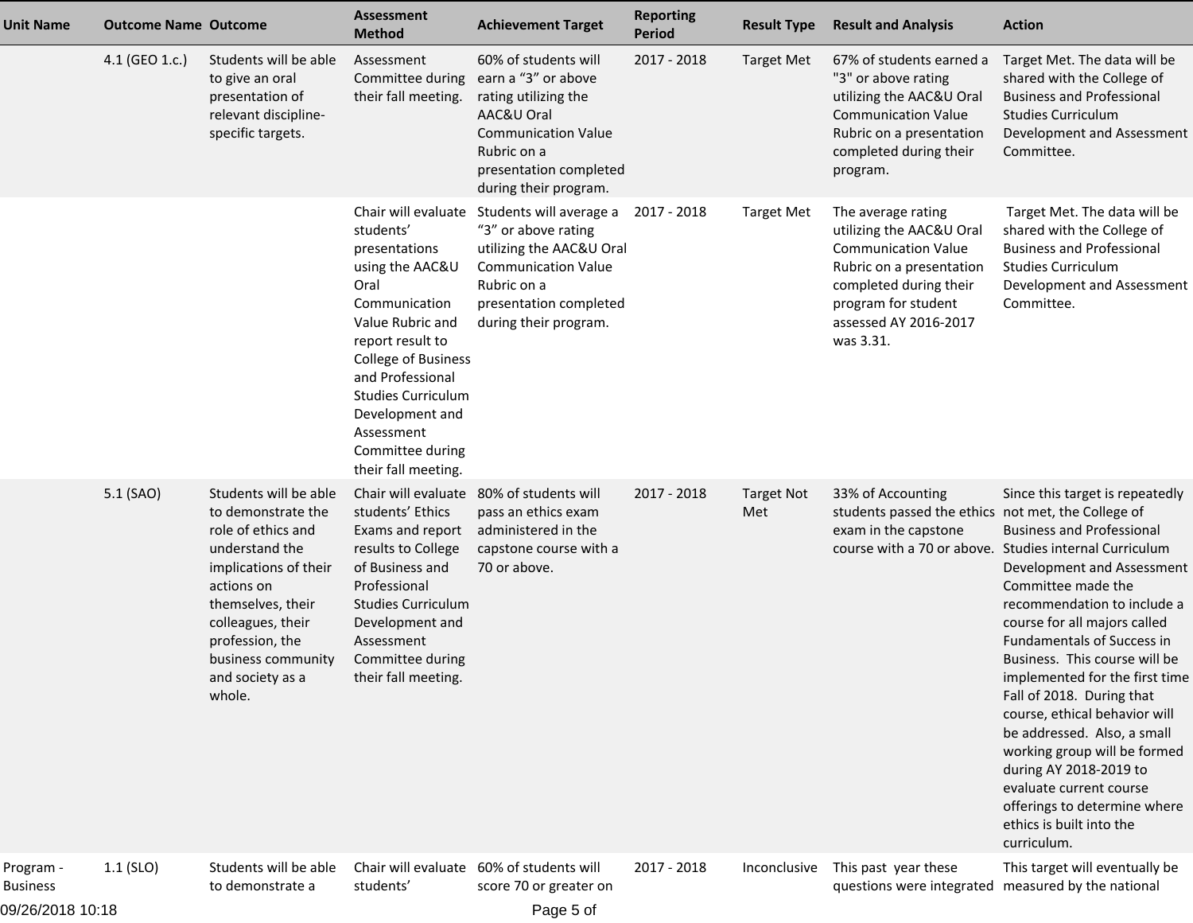| Unit Name | Outcome Name | Outcome | Assessment Method | Achievement Target | Reporting Period | Result Type | Result and Analysis | Action |
|---|---|---|---|---|---|---|---|---|
| | 4.1 (GEO 1.c.) | Students will be able to give an oral presentation of relevant discipline-specific targets. | Assessment Committee during their fall meeting. | 60% of students will earn a "3" or above rating utilizing the AAC&U Oral Communication Value Rubric on a presentation completed during their program. | 2017 - 2018 | Target Met | 67% of students earned a "3" or above rating utilizing the AAC&U Oral Communication Value Rubric on a presentation completed during their program. | Target Met. The data will be shared with the College of Business and Professional Studies Curriculum Development and Assessment Committee. |
| | | | Chair will evaluate students' presentations using the AAC&U Oral Communication Value Rubric and report result to College of Business and Professional Studies Curriculum Development and Assessment Committee during their fall meeting. | Students will average a "3" or above rating utilizing the AAC&U Oral Communication Value Rubric on a presentation completed during their program. | 2017 - 2018 | Target Met | The average rating utilizing the AAC&U Oral Communication Value Rubric on a presentation completed during their program for student assessed AY 2016-2017 was 3.31. | Target Met. The data will be shared with the College of Business and Professional Studies Curriculum Development and Assessment Committee. |
| | 5.1 (SAO) | Students will be able to demonstrate the role of ethics and understand the implications of their actions on themselves, their colleagues, their profession, the business community and society as a whole. | Chair will evaluate students' Ethics Exams and report results to College of Business and Professional Studies Curriculum Development and Assessment Committee during their fall meeting. | 80% of students will pass an ethics exam administered in the capstone course with a 70 or above. | 2017 - 2018 | Target Not Met | 33% of Accounting students passed the ethics exam in the capstone course with a 70 or above. | Since this target is repeatedly not met, the College of Business and Professional Studies internal Curriculum Development and Assessment Committee made the recommendation to include a course for all majors called Fundamentals of Success in Business. This course will be implemented for the first time Fall of 2018. During that course, ethical behavior will be addressed. Also, a small working group will be formed during AY 2018-2019 to evaluate current course offerings to determine where ethics is built into the curriculum. |
| Program - Business | 1.1 (SLO) | Students will be able to demonstrate a | Chair will evaluate students' | 60% of students will score 70 or greater on | 2017 - 2018 | Inconclusive | This past year these questions were integrated | This target will eventually be measured by the national |

09/26/2018 10:18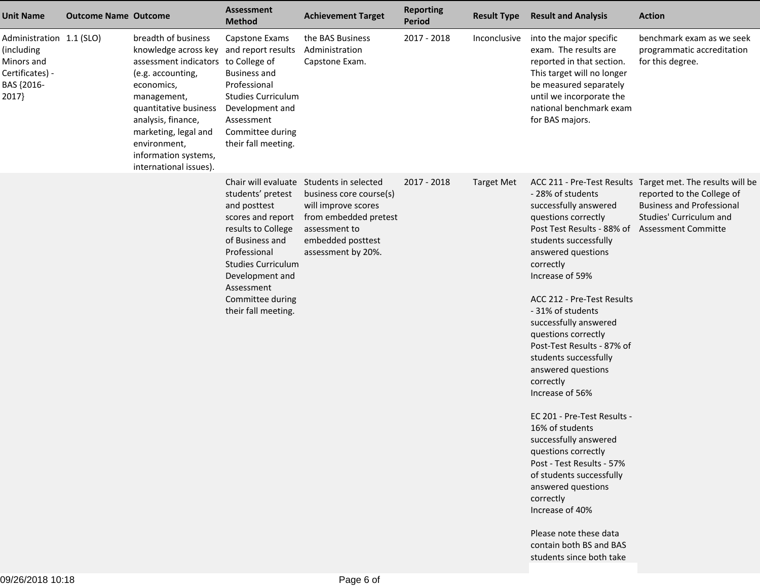| Unit Name | Outcome Name | Outcome | Assessment Method | Achievement Target | Reporting Period | Result Type | Result and Analysis | Action |
|---|---|---|---|---|---|---|---|---|
| Administration (including Minors and Certificates) - BAS {2016-2017} | 1.1 (SLO) | breadth of business knowledge across key assessment indicators (e.g. accounting, economics, management, quantitative business analysis, finance, marketing, legal and environment, information systems, international issues). | Capstone Exams and report results to College of Business and Professional Studies Curriculum Development and Assessment Committee during their fall meeting. | the BAS Business Administration Capstone Exam. | 2017 - 2018 | Inconclusive | into the major specific exam. The results are reported in that section. This target will no longer be measured separately until we incorporate the national benchmark exam for BAS majors. | benchmark exam as we seek programmatic accreditation for this degree. |
| | | | Chair will evaluate students' pretest and posttest scores and report results to College of Business and Professional Studies Curriculum Development and Assessment Committee during their fall meeting. | Students in selected business core course(s) will improve scores from embedded pretest assessment to embedded posttest assessment by 20%. | 2017 - 2018 | Target Met | ACC 211 - Pre-Test Results - 28% of students successfully answered questions correctly<br>Post Test Results - 88% of students successfully answered questions correctly<br>Increase of 59%<br><br>ACC 212 - Pre-Test Results - 31% of students successfully answered questions correctly<br>Post-Test Results - 87% of students successfully answered questions correctly<br>Increase of 56%<br><br>EC 201 - Pre-Test Results - 16% of students successfully answered questions correctly<br>Post - Test Results - 57% of students successfully answered questions correctly<br>Increase of 40%<br><br>Please note these data contain both BS and BAS students since both take | Target met. The results will be reported to the College of Business and Professional Studies' Curriculum and Assessment Committe |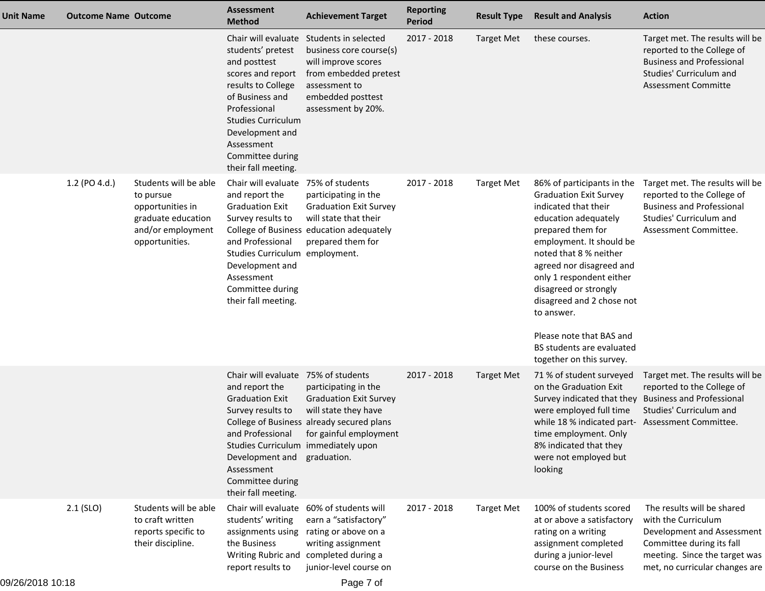| Unit Name | Outcome Name | Outcome | Assessment Method | Achievement Target | Reporting Period | Result Type | Result and Analysis | Action |
|---|---|---|---|---|---|---|---|---|
| | | | Chair will evaluate students' pretest and posttest scores and report results to College of Business and Professional Studies Curriculum Development and Assessment Committee during their fall meeting. | Students in selected business core course(s) will improve scores from embedded pretest assessment to embedded posttest assessment by 20%. | 2017 - 2018 | Target Met | these courses. | Target met. The results will be reported to the College of Business and Professional Studies' Curriculum and Assessment Committe |
| | 1.2 (PO 4.d.) | Students will be able to pursue opportunities in graduate education and/or employment opportunities. | Chair will evaluate and report the Graduation Exit Survey results to College of Business and Professional Studies Curriculum Development and Assessment Committee during their fall meeting. | 75% of students participating in the Graduation Exit Survey will state that their education adequately prepared them for employment. | 2017 - 2018 | Target Met | 86% of participants in the Graduation Exit Survey indicated that their education adequately prepared them for employment. It should be noted that 8 % neither agreed nor disagreed and only 1 respondent either disagreed or strongly disagreed and 2 chose not to answer.<br><br>Please note that BAS and BS students are evaluated together on this survey. | Target met. The results will be reported to the College of Business and Professional Studies' Curriculum and Assessment Committee. |
| | | | Chair will evaluate and report the Graduation Exit Survey results to College of Business and Professional Studies Curriculum Development and Assessment Committee during their fall meeting. | 75% of students participating in the Graduation Exit Survey will state they have already secured plans for gainful employment immediately upon graduation. | 2017 - 2018 | Target Met | 71 % of student surveyed on the Graduation Exit Survey indicated that they were employed full time while 18 % indicated part-time employment. Only 8% indicated that they were not employed but looking | Target met. The results will be reported to the College of Business and Professional Studies' Curriculum and Assessment Committee. |
| | 2.1 (SLO) | Students will be able to craft written reports specific to their discipline. | Chair will evaluate students' writing assignments using the Business Writing Rubric and report results to | 60% of students will earn a "satisfactory" rating or above on a writing assignment completed during a junior-level course on | 2017 - 2018 | Target Met | 100% of students scored at or above a satisfactory rating on a writing assignment completed during a junior-level course on the Business | The results will be shared with the Curriculum Development and Assessment Committee during its fall meeting. Since the target was met, no curricular changes are |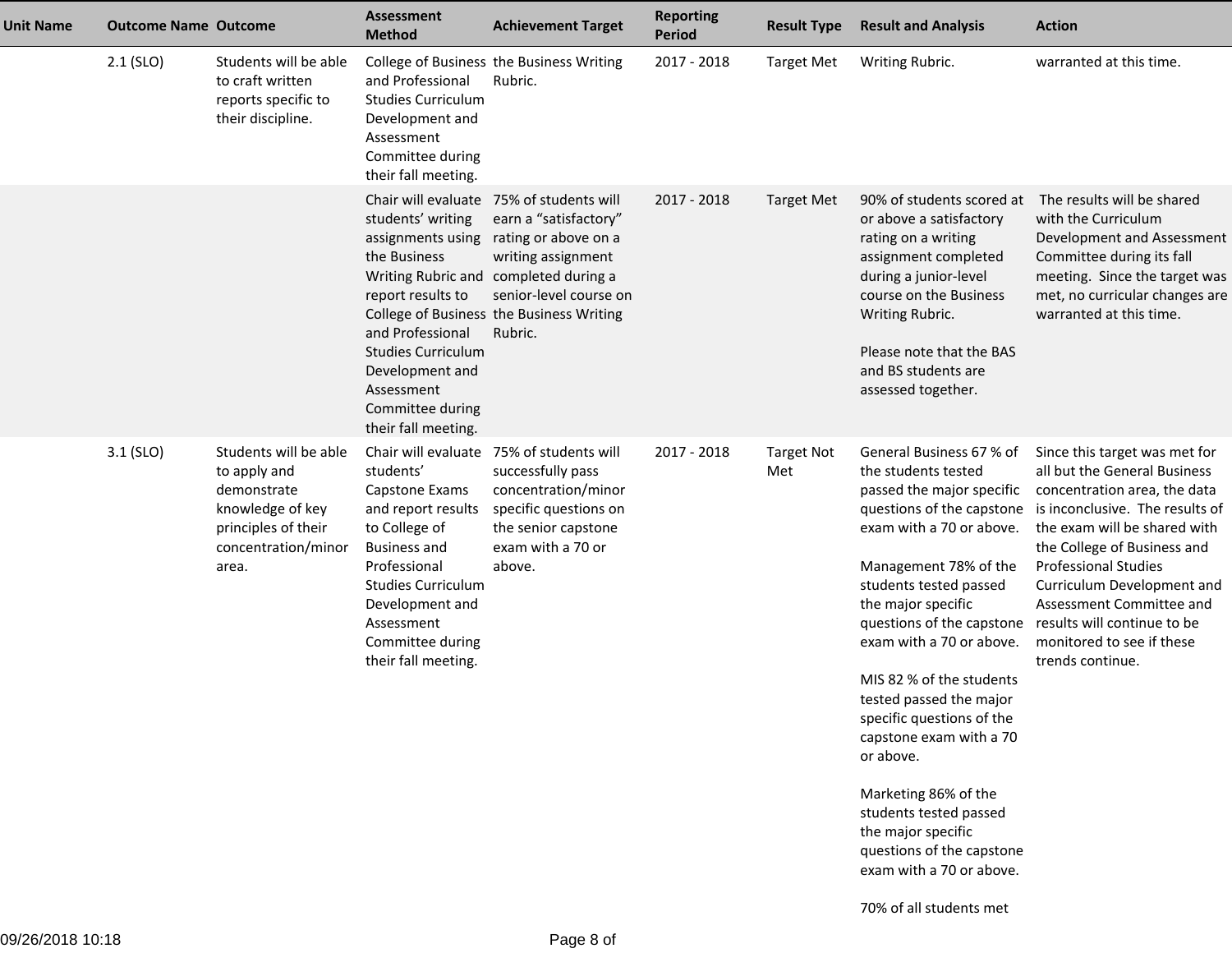| Unit Name | Outcome Name | Outcome | Assessment Method | Achievement Target | Reporting Period | Result Type | Result and Analysis | Action |
|---|---|---|---|---|---|---|---|---|
| | 2.1 (SLO) | Students will be able to craft written reports specific to their discipline. | College of Business and Professional Studies Curriculum Development and Assessment Committee during their fall meeting. | the Business Writing Rubric. | 2017 - 2018 | Target Met | Writing Rubric. | warranted at this time. |
| | | | Chair will evaluate students' writing assignments using the Business Writing Rubric and report results to College of Business and Professional Studies Curriculum Development and Assessment Committee during their fall meeting. | 75% of students will earn a "satisfactory" rating or above on a writing assignment completed during a senior-level course on the Business Writing Rubric. | 2017 - 2018 | Target Met | 90% of students scored at or above a satisfactory rating on a writing assignment completed during a junior-level course on the Business Writing Rubric.<br><br>Please note that the BAS and BS students are assessed together. | The results will be shared with the Curriculum Development and Assessment Committee during its fall meeting. Since the target was met, no curricular changes are warranted at this time. |
| | 3.1 (SLO) | Students will be able to apply and demonstrate knowledge of key principles of their concentration/minor area. | Chair will evaluate students' Capstone Exams and report results to College of Business and Professional Studies Curriculum Development and Assessment Committee during their fall meeting. | 75% of students will successfully pass concentration/minor specific questions on the senior capstone exam with a 70 or above. | 2017 - 2018 | Target Not Met | General Business 67 % of the students tested passed the major specific questions of the capstone exam with a 70 or above.<br><br>Management 78% of the students tested passed the major specific questions of the capstone exam with a 70 or above.<br><br>MIS 82 % of the students tested passed the major specific questions of the capstone exam with a 70 or above.<br><br>Marketing 86% of the students tested passed the major specific questions of the capstone exam with a 70 or above.<br><br>70% of all students met | Since this target was met for all but the General Business concentration area, the data is inconclusive. The results of the exam will be shared with the College of Business and Professional Studies Curriculum Development and Assessment Committee and results will continue to be monitored to see if these trends continue. |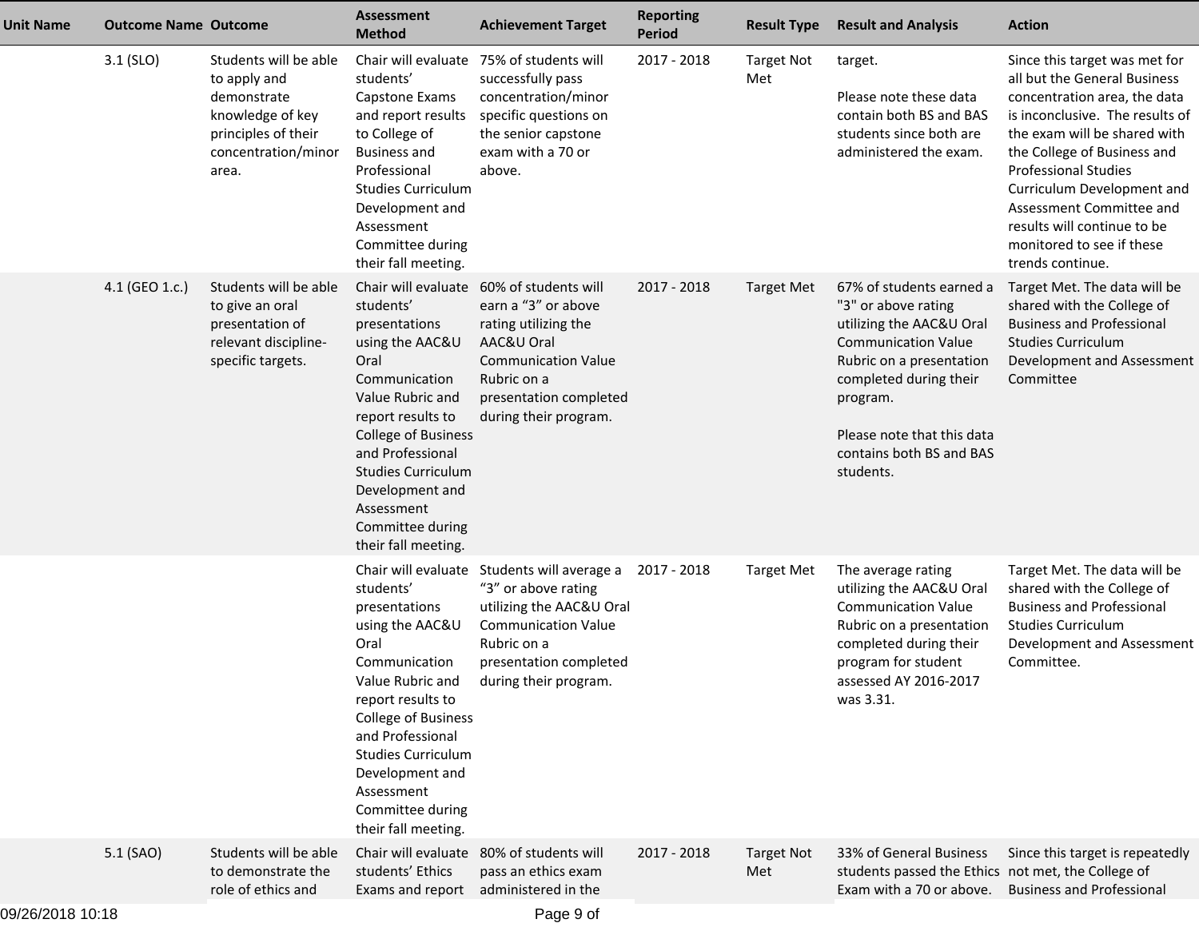| Unit Name | Outcome Name | Outcome | Assessment Method | Achievement Target | Reporting Period | Result Type | Result and Analysis | Action |
|---|---|---|---|---|---|---|---|---|
| | 3.1 (SLO) | Students will be able to apply and demonstrate knowledge of key principles of their concentration/minor area. | Chair will evaluate students' Capstone Exams and report results to College of Business and Professional Studies Curriculum Development and Assessment Committee during their fall meeting. | 75% of students will successfully pass concentration/minor specific questions on the senior capstone exam with a 70 or above. | 2017 - 2018 | Target Not Met | target.<br><br>Please note these data contain both BS and BAS students since both are administered the exam. | Since this target was met for all but the General Business concentration area, the data is inconclusive. The results of the exam will be shared with the College of Business and Professional Studies Curriculum Development and Assessment Committee and results will continue to be monitored to see if these trends continue. |
| | 4.1 (GEO 1.c.) | Students will be able to give an oral presentation of relevant discipline-specific targets. | Chair will evaluate students' presentations using the AAC&U Oral Communication Value Rubric and report results to College of Business and Professional Studies Curriculum Development and Assessment Committee during their fall meeting. | 60% of students will earn a "3" or above rating utilizing the AAC&U Oral Communication Value Rubric on a presentation completed during their program. | 2017 - 2018 | Target Met | 67% of students earned a "3" or above rating utilizing the AAC&U Oral Communication Value Rubric on a presentation completed during their program.<br><br>Please note that this data contains both BS and BAS students. | Target Met. The data will be shared with the College of Business and Professional Studies Curriculum Development and Assessment Committee |
| | | | Chair will evaluate students' presentations using the AAC&U Oral Communication Value Rubric and report results to College of Business and Professional Studies Curriculum Development and Assessment Committee during their fall meeting. | Students will average a "3" or above rating utilizing the AAC&U Oral Communication Value Rubric on a presentation completed during their program. | 2017 - 2018 | Target Met | The average rating utilizing the AAC&U Oral Communication Value Rubric on a presentation completed during their program for student assessed AY 2016-2017 was 3.31. | Target Met. The data will be shared with the College of Business and Professional Studies Curriculum Development and Assessment Committee. |
| | 5.1 (SAO) | Students will be able to demonstrate the role of ethics and | Chair will evaluate students' Ethics Exams and report | 80% of students will pass an ethics exam administered in the | 2017 - 2018 | Target Not Met | 33% of General Business students passed the Ethics Exam with a 70 or above. | Since this target is repeatedly not met, the College of Business and Professional |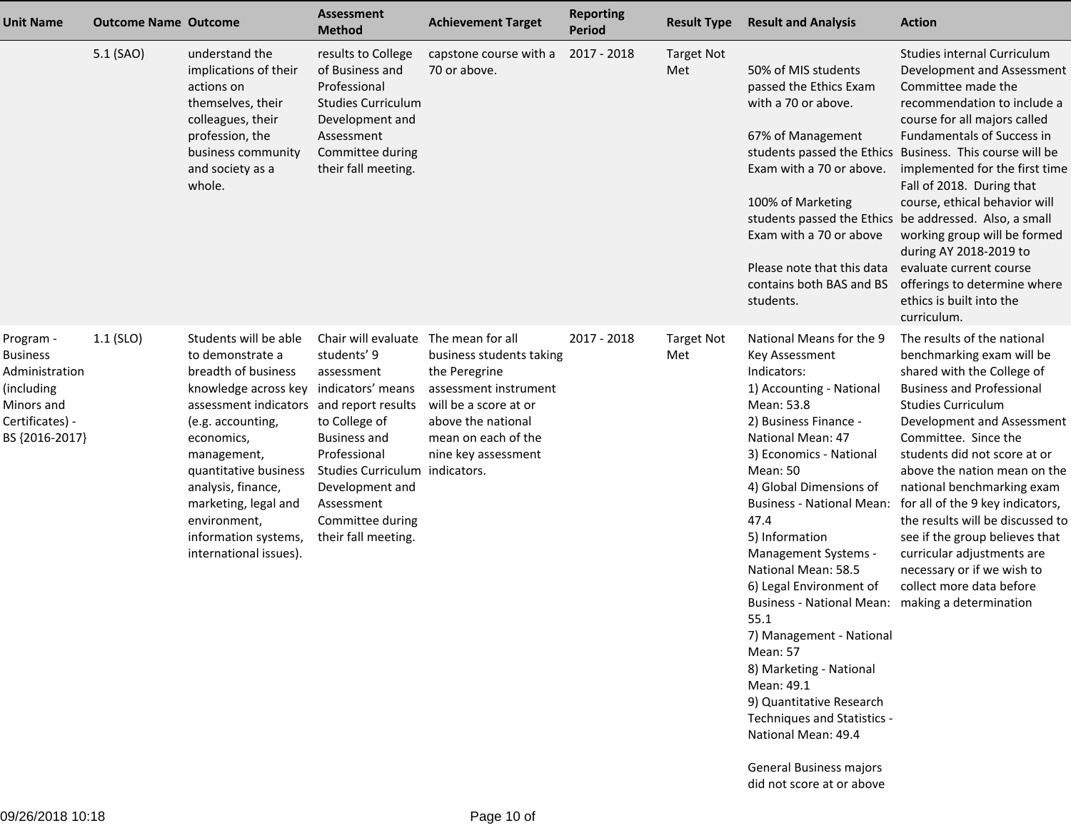| Unit Name | Outcome Name | Outcome | Assessment Method | Achievement Target | Reporting Period | Result Type | Result and Analysis | Action |
|---|---|---|---|---|---|---|---|---|
| | 5.1 (SAO) | understand the implications of their actions on themselves, their colleagues, their profession, the business community and society as a whole. | results to College of Business and Professional Studies Curriculum Development and Assessment Committee during their fall meeting. | capstone course with a 70 or above. | 2017 - 2018 | Target Not Met | 50% of MIS students passed the Ethics Exam with a 70 or above.<br><br>67% of Management students passed the Ethics Exam with a 70 or above.<br><br>100% of Marketing students passed the Ethics Exam with a 70 or above<br><br>Please note that this data contains both BAS and BS students. | Studies internal Curriculum Development and Assessment Committee made the recommendation to include a course for all majors called Fundamentals of Success in Business. This course will be implemented for the first time Fall of 2018. During that course, ethical behavior will be addressed. Also, a small working group will be formed during AY 2018-2019 to evaluate current course offerings to determine where ethics is built into the curriculum. |
| Program - Business Administration (including Minors and Certificates) - BS {2016-2017} | 1.1 (SLO) | Students will be able to demonstrate a breadth of business knowledge across key assessment indicators (e.g. accounting, economics, management, quantitative business analysis, finance, marketing, legal and environment, information systems, international issues). | Chair will evaluate students' 9 assessment indicators' means and report results to College of Business and Professional Studies Curriculum Development and Assessment Committee during their fall meeting. | The mean for all business students taking the Peregrine assessment instrument will be a score at or above the national mean on each of the nine key assessment indicators. | 2017 - 2018 | Target Not Met | National Means for the 9 Key Assessment Indicators:<br>1) Accounting - National Mean: 53.8<br>2) Business Finance - National Mean: 47<br>3) Economics - National Mean: 50<br>4) Global Dimensions of Business - National Mean: 47.4<br>5) Information Management Systems - National Mean: 58.5<br>6) Legal Environment of Business - National Mean: 55.1<br>7) Management - National Mean: 57<br>8) Marketing - National Mean: 49.1<br>9) Quantitative Research Techniques and Statistics - National Mean: 49.4<br><br>General Business majors did not score at or above | The results of the national benchmarking exam will be shared with the College of Business and Professional Studies Curriculum Development and Assessment Committee. Since the students did not score at or above the nation mean on the national benchmarking exam for all of the 9 key indicators, the results will be discussed to see if the group believes that curricular adjustments are necessary or if we wish to collect more data before making a determination |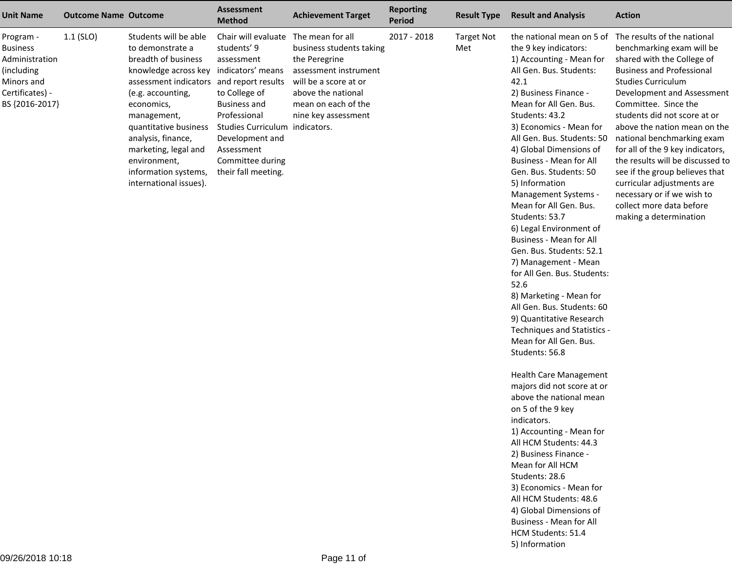| Unit Name | Outcome Name | Outcome | Assessment Method | Achievement Target | Reporting Period | Result Type | Result and Analysis | Action |
|---|---|---|---|---|---|---|---|---|
| Program - Business Administration (including Minors and Certificates) - BS {2016-2017} | 1.1 (SLO) | Students will be able to demonstrate a breadth of business knowledge across key assessment indicators (e.g. accounting, economics, management, quantitative business analysis, finance, marketing, legal and environment, information systems, international issues). | Chair will evaluate students' 9 assessment indicators' means and report results to College of Business and Professional Studies Curriculum Development and Assessment Committee during their fall meeting. | The mean for all business students taking the Peregrine assessment instrument will be a score at or above the national mean on each of the nine key assessment indicators. | 2017 - 2018 | Target Not Met | the national mean on 5 of the 9 key indicators:<br>1) Accounting - Mean for All Gen. Bus. Students: 42.1<br>2) Business Finance - Mean for All Gen. Bus. Students: 43.2<br>3) Economics - Mean for All Gen. Bus. Students: 50<br>4) Global Dimensions of Business - Mean for All Gen. Bus. Students: 50<br>5) Information Management Systems - Mean for All Gen. Bus. Students: 53.7<br>6) Legal Environment of Business - Mean for All Gen. Bus. Students: 52.1<br>7) Management - Mean for All Gen. Bus. Students: 52.6<br>8) Marketing - Mean for All Gen. Bus. Students: 60<br>9) Quantitative Research Techniques and Statistics - Mean for All Gen. Bus. Students: 56.8<br><br>Health Care Management majors did not score at or above the national mean on 5 of the 9 key indicators.<br>1) Accounting - Mean for All HCM Students: 44.3<br>2) Business Finance - Mean for All HCM Students: 28.6<br>3) Economics - Mean for All HCM Students: 48.6<br>4) Global Dimensions of Business - Mean for All HCM Students: 51.4<br>5) Information | The results of the national benchmarking exam will be shared with the College of Business and Professional Studies Curriculum Development and Assessment Committee. Since the students did not score at or above the nation mean on the national benchmarking exam for all of the 9 key indicators, the results will be discussed to see if the group believes that curricular adjustments are necessary or if we wish to collect more data before making a determination |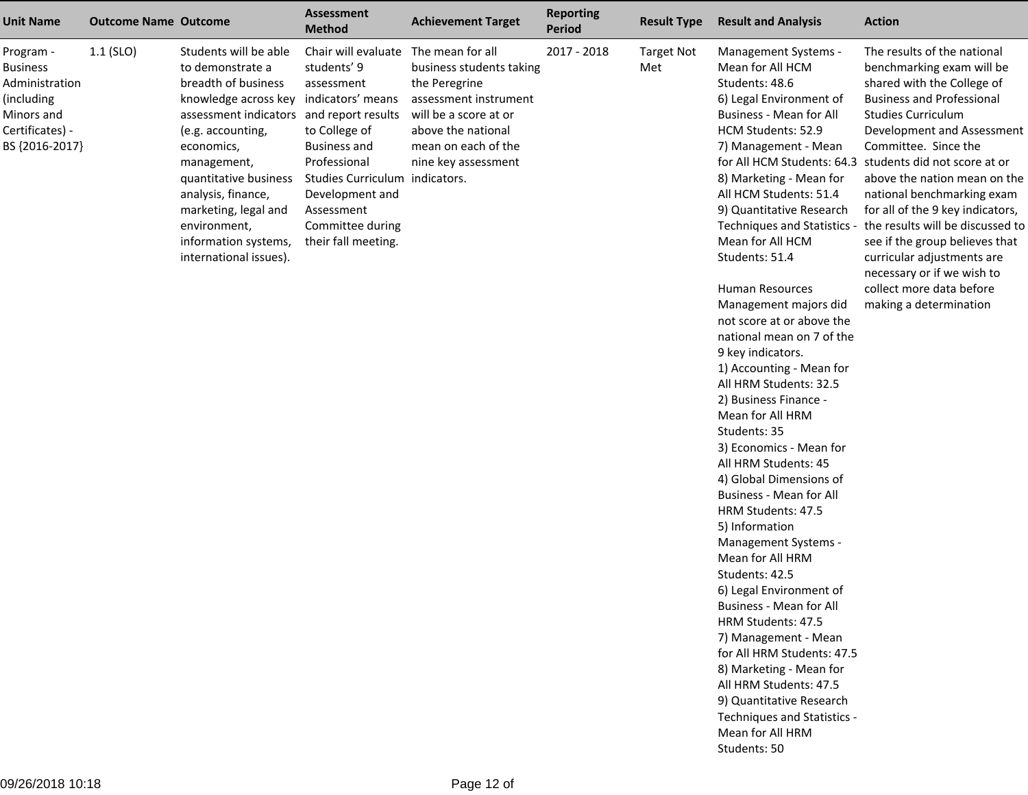| Unit Name | Outcome Name | Outcome | Assessment Method | Achievement Target | Reporting Period | Result Type | Result and Analysis | Action |
|---|---|---|---|---|---|---|---|---|
| Program - Business Administration (including Minors and Certificates) - BS {2016-2017} | 1.1 (SLO) | Students will be able to demonstrate a breadth of business knowledge across key assessment indicators (e.g. accounting, economics, management, quantitative business analysis, finance, marketing, legal and environment, information systems, international issues). | Chair will evaluate students' 9 assessment indicators' means and report results to College of Business and Professional Studies Curriculum Development and Assessment Committee during their fall meeting. | The mean for all business students taking the Peregrine assessment instrument will be a score at or above the national mean on each of the nine key assessment indicators. | 2017 - 2018 | Target Not Met | Management Systems - Mean for All HCM Students: 48.6<br>6) Legal Environment of Business - Mean for All HCM Students: 52.9<br>7) Management - Mean for All HCM Students: 64.3<br>8) Marketing - Mean for All HCM Students: 51.4<br>9) Quantitative Research Techniques and Statistics - Mean for All HCM Students: 51.4<br><br>Human Resources Management majors did not score at or above the national mean on 7 of the 9 key indicators.<br>1) Accounting - Mean for All HRM Students: 32.5<br>2) Business Finance - Mean for All HRM Students: 35<br>3) Economics - Mean for All HRM Students: 45<br>4) Global Dimensions of Business - Mean for All HRM Students: 47.5<br>5) Information Management Systems - Mean for All HRM Students: 42.5<br>6) Legal Environment of Business - Mean for All HRM Students: 47.5<br>7) Management - Mean for All HRM Students: 47.5<br>8) Marketing - Mean for All HRM Students: 47.5<br>9) Quantitative Research Techniques and Statistics - Mean for All HRM Students: 50 | The results of the national benchmarking exam will be shared with the College of Business and Professional Studies Curriculum Development and Assessment Committee. Since the students did not score at or above the nation mean on the national benchmarking exam for all of the 9 key indicators, the results will be discussed to see if the group believes that curricular adjustments are necessary or if we wish to collect more data before making a determination |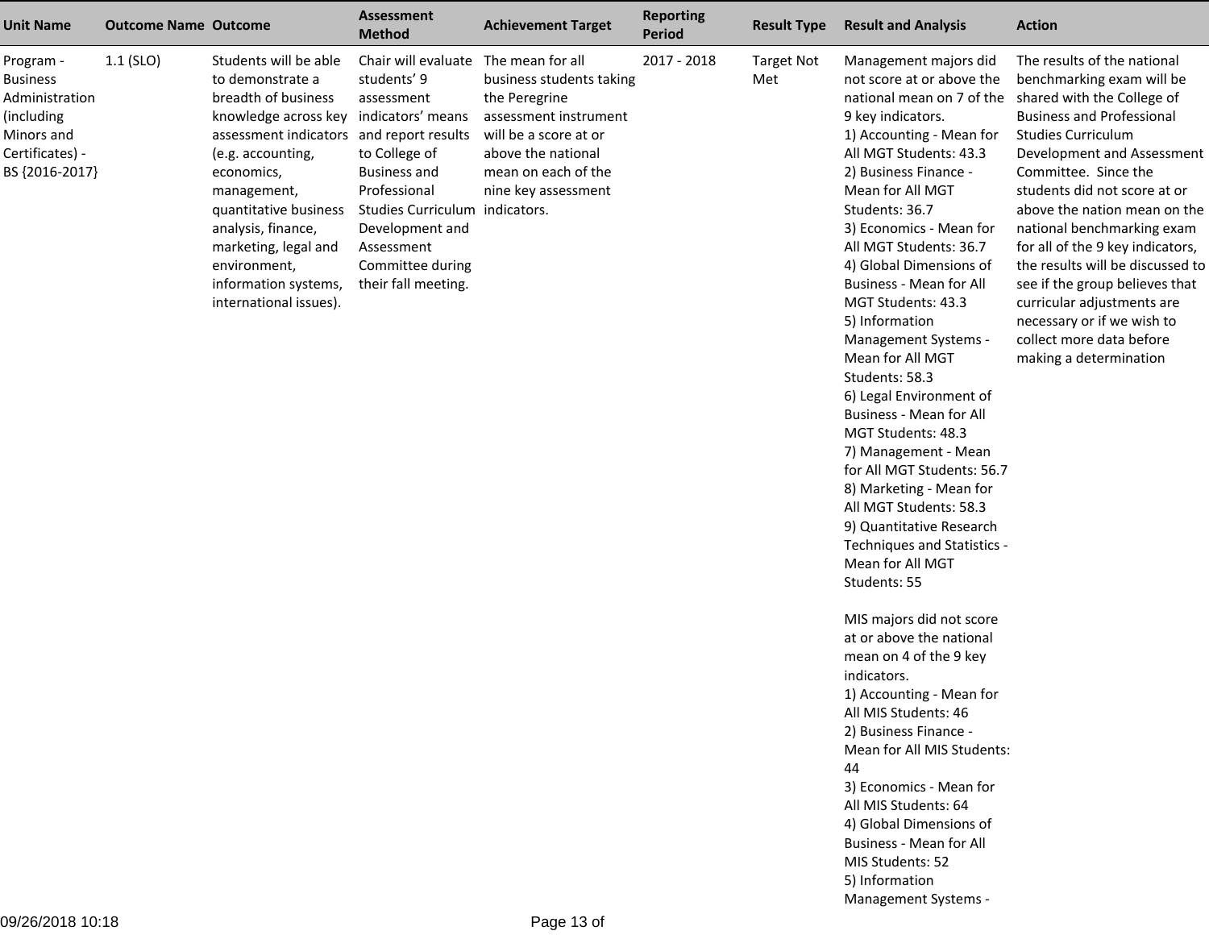| Unit Name | Outcome Name | Outcome | Assessment Method | Achievement Target | Reporting Period | Result Type | Result and Analysis | Action |
|---|---|---|---|---|---|---|---|---|
| Program - Business Administration (including Minors and Certificates) - BS {2016-2017} | 1.1 (SLO) | Students will be able to demonstrate a breadth of business knowledge across key assessment indicators (e.g. accounting, economics, management, quantitative business analysis, finance, marketing, legal and environment, information systems, international issues). | Chair will evaluate students' 9 assessment indicators' means and report results to College of Business and Professional Studies Curriculum Development and Assessment Committee during their fall meeting. | The mean for all business students taking the Peregrine assessment instrument will be a score at or above the national mean on each of the nine key assessment indicators. | 2017 - 2018 | Target Not Met | Management majors did not score at or above the national mean on 7 of the 9 key indicators.<br>1) Accounting - Mean for All MGT Students: 43.3<br>2) Business Finance - Mean for All MGT Students: 36.7<br>3) Economics - Mean for All MGT Students: 36.7<br>4) Global Dimensions of Business - Mean for All MGT Students: 43.3<br>5) Information Management Systems - Mean for All MGT Students: 58.3<br>6) Legal Environment of Business - Mean for All MGT Students: 48.3<br>7) Management - Mean for All MGT Students: 56.7<br>8) Marketing - Mean for All MGT Students: 58.3<br>9) Quantitative Research Techniques and Statistics - Mean for All MGT Students: 55<br><br>MIS majors did not score at or above the national mean on 4 of the 9 key indicators.<br>1) Accounting - Mean for All MIS Students: 46<br>2) Business Finance - Mean for All MIS Students: 44<br>3) Economics - Mean for All MIS Students: 64<br>4) Global Dimensions of Business - Mean for All MIS Students: 52<br>5) Information Management Systems - | The results of the national benchmarking exam will be shared with the College of Business and Professional Studies Curriculum Development and Assessment Committee. Since the students did not score at or above the nation mean on the national benchmarking exam for all of the 9 key indicators, the results will be discussed to see if the group believes that curricular adjustments are necessary or if we wish to collect more data before making a determination |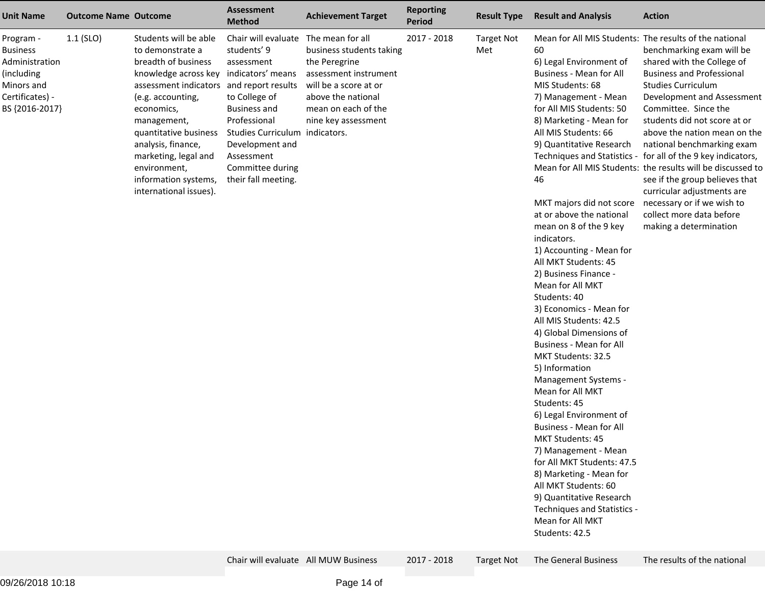| Unit Name | Outcome Name | Outcome | Assessment Method | Achievement Target | Reporting Period | Result Type | Result and Analysis | Action |
|---|---|---|---|---|---|---|---|---|
| Program - Business Administration (including Minors and Certificates) - BS {2016-2017} | 1.1 (SLO) | Students will be able to demonstrate a breadth of business knowledge across key assessment indicators (e.g. accounting, economics, management, quantitative business analysis, finance, marketing, legal and environment, information systems, international issues). | Chair will evaluate students' 9 assessment indicators' means and report results to College of Business and Professional Studies Curriculum Development and Assessment Committee during their fall meeting. | The mean for all business students taking the Peregrine assessment instrument will be a score at or above the national mean on each of the nine key assessment indicators. | 2017 - 2018 | Target Not Met | Mean for All MIS Students: 60<br>6) Legal Environment of Business - Mean for All MIS Students: 68<br>7) Management - Mean for All MIS Students: 50<br>8) Marketing - Mean for All MIS Students: 66<br>9) Quantitative Research Techniques and Statistics - Mean for All MIS Students: 46<br><br>MKT majors did not score at or above the national mean on 8 of the 9 key indicators.<br>1) Accounting - Mean for All MKT Students: 45<br>2) Business Finance - Mean for All MKT Students: 40<br>3) Economics - Mean for All MIS Students: 42.5<br>4) Global Dimensions of Business - Mean for All MKT Students: 32.5<br>5) Information Management Systems - Mean for All MKT Students: 45<br>6) Legal Environment of Business - Mean for All MKT Students: 45<br>7) Management - Mean for All MKT Students: 47.5<br>8) Marketing - Mean for All MKT Students: 60<br>9) Quantitative Research Techniques and Statistics - Mean for All MKT Students: 42.5 | The results of the national benchmarking exam will be shared with the College of Business and Professional Studies Curriculum Development and Assessment Committee. Since the students did not score at or above the nation mean on the national benchmarking exam for all of the 9 key indicators, the results will be discussed to see if the group believes that curricular adjustments are necessary or if we wish to collect more data before making a determination |
| | | | Chair will evaluate | All MUW Business | 2017 - 2018 | Target Not | The General Business | The results of the national |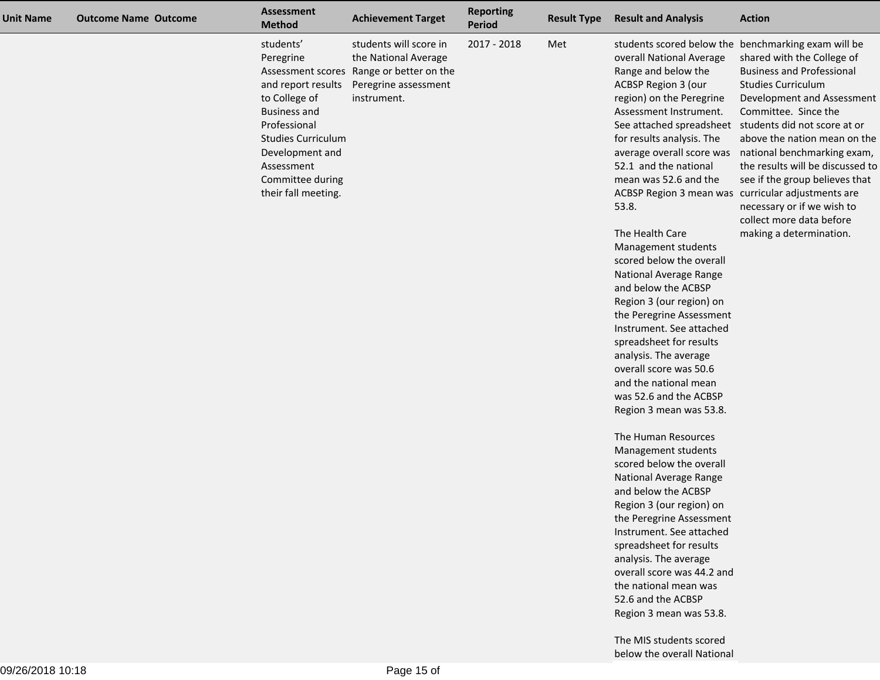| Unit Name | Outcome Name | Outcome | Assessment Method | Achievement Target | Reporting Period | Result Type | Result and Analysis | Action |
|---|---|---|---|---|---|---|---|---|
| | | | students' Peregrine Assessment scores and report results to College of Business and Professional Studies Curriculum Development and Assessment Committee during their fall meeting. | students will score in the National Average Range or better on the Peregrine assessment instrument. | 2017 - 2018 | Met | students scored below the overall National Average Range and below the ACBSP Region 3 (our region) on the Peregrine Assessment Instrument. See attached spreadsheet for results analysis. The average overall score was 52.1 and the national mean was 52.6 and the ACBSP Region 3 mean was 53.8.<br><br>The Health Care Management students scored below the overall National Average Range and below the ACBSP Region 3 (our region) on the Peregrine Assessment Instrument. See attached spreadsheet for results analysis. The average overall score was 50.6 and the national mean was 52.6 and the ACBSP Region 3 mean was 53.8.<br><br>The Human Resources Management students scored below the overall National Average Range and below the ACBSP Region 3 (our region) on the Peregrine Assessment Instrument. See attached spreadsheet for results analysis. The average overall score was 44.2 and the national mean was 52.6 and the ACBSP Region 3 mean was 53.8.<br><br>The MIS students scored below the overall National | benchmarking exam will be shared with the College of Business and Professional Studies Curriculum Development and Assessment Committee. Since the students did not score at or above the nation mean on the national benchmarking exam, the results will be discussed to see if the group believes that curricular adjustments are necessary or if we wish to collect more data before making a determination. |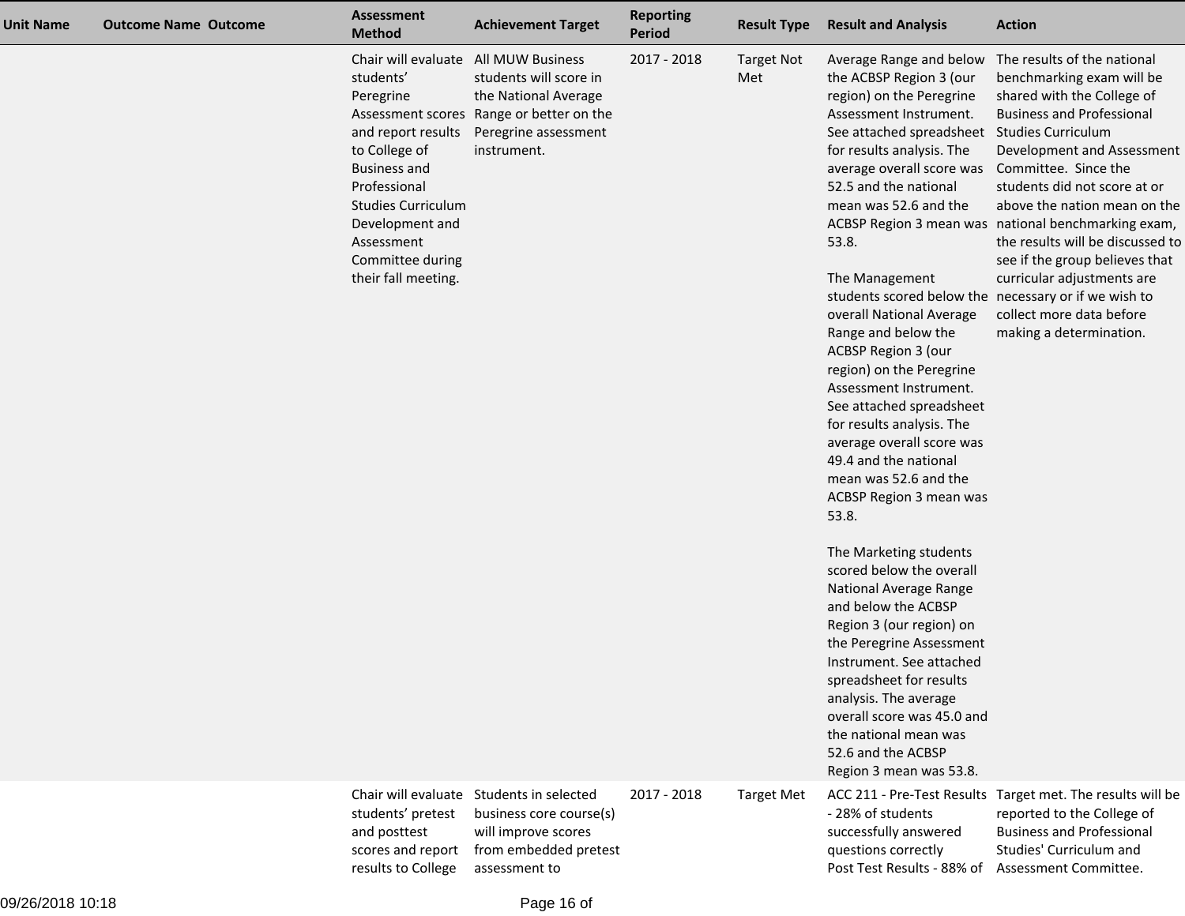| Unit Name | Outcome Name | Outcome | Assessment Method | Achievement Target | Reporting Period | Result Type | Result and Analysis | Action |
|---|---|---|---|---|---|---|---|---|
| | | | Chair will evaluate students' Peregrine Assessment scores and report results to College of Business and Professional Studies Curriculum Development and Assessment Committee during their fall meeting. | All MUW Business students will score in the National Average Range or better on the Peregrine assessment instrument. | 2017 - 2018 | Target Not Met | Average Range and below the ACBSP Region 3 (our region) on the Peregrine Assessment Instrument. See attached spreadsheet for results analysis. The average overall score was 52.5 and the national mean was 52.6 and the ACBSP Region 3 mean was 53.8.<br><br>The Management students scored below the overall National Average Range and below the ACBSP Region 3 (our region) on the Peregrine Assessment Instrument. See attached spreadsheet for results analysis. The average overall score was 49.4 and the national mean was 52.6 and the ACBSP Region 3 mean was 53.8.<br><br>The Marketing students scored below the overall National Average Range and below the ACBSP Region 3 (our region) on the Peregrine Assessment Instrument. See attached spreadsheet for results analysis. The average overall score was 45.0 and the national mean was 52.6 and the ACBSP Region 3 mean was 53.8. | The results of the national benchmarking exam will be shared with the College of Business and Professional Studies Curriculum Development and Assessment Committee. Since the students did not score at or above the nation mean on the national benchmarking exam, the results will be discussed to see if the group believes that curricular adjustments are necessary or if we wish to collect more data before making a determination. |
| | | | Chair will evaluate students' pretest and posttest scores and report results to College | Students in selected business core course(s) will improve scores from embedded pretest assessment to | 2017 - 2018 | Target Met | ACC 211 - Pre-Test Results - 28% of students successfully answered questions correctly<br>Post Test Results - 88% of | Target met. The results will be reported to the College of Business and Professional Studies' Curriculum and Assessment Committee. |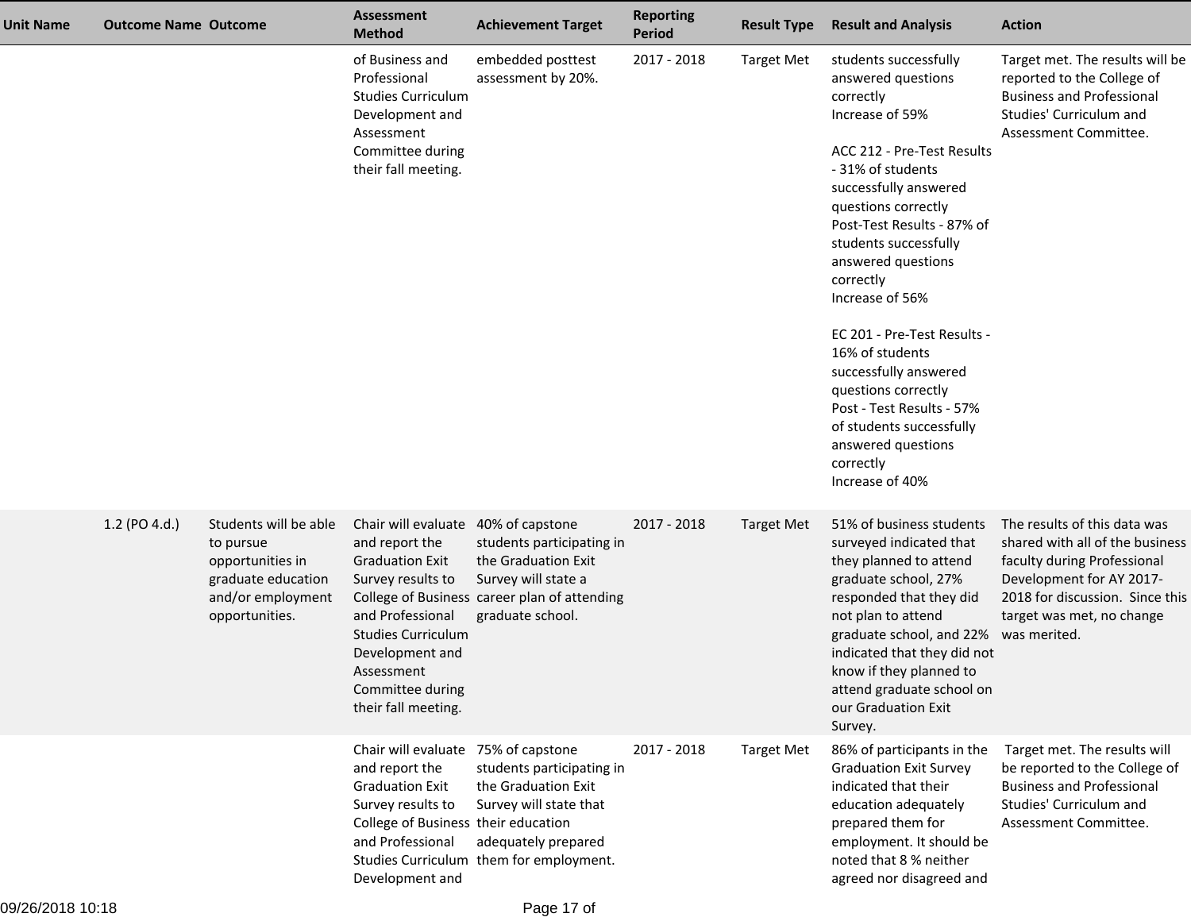| Unit Name | Outcome Name | Outcome | Assessment Method | Achievement Target | Reporting Period | Result Type | Result and Analysis | Action |
|---|---|---|---|---|---|---|---|---|
| | | | of Business and Professional Studies Curriculum Development and Assessment Committee during their fall meeting. | embedded posttest assessment by 20%. | 2017 - 2018 | Target Met | students successfully answered questions correctly<br>Increase of 59%<br><br>ACC 212 - Pre-Test Results - 31% of students successfully answered questions correctly<br>Post-Test Results - 87% of students successfully answered questions correctly<br>Increase of 56%<br><br>EC 201 - Pre-Test Results - 16% of students successfully answered questions correctly<br>Post - Test Results - 57% of students successfully answered questions correctly<br>Increase of 40% | Target met. The results will be reported to the College of Business and Professional Studies' Curriculum and Assessment Committee. |
| | 1.2 (PO 4.d.) | Students will be able to pursue opportunities in graduate education and/or employment opportunities. | Chair will evaluate and report the Graduation Exit Survey results to College of Business and Professional Studies Curriculum Development and Assessment Committee during their fall meeting. | 40% of capstone students participating in the Graduation Exit Survey will state a career plan of attending graduate school. | 2017 - 2018 | Target Met | 51% of business students surveyed indicated that they planned to attend graduate school, 27% responded that they did not plan to attend graduate school, and 22% indicated that they did not know if they planned to attend graduate school on our Graduation Exit Survey. | The results of this data was shared with all of the business faculty during Professional Development for AY 2017-2018 for discussion. Since this target was met, no change was merited. |
| | | | Chair will evaluate and report the Graduation Exit Survey results to College of Business and Professional Studies Curriculum Development and | 75% of capstone students participating in the Graduation Exit Survey will state that their education adequately prepared them for employment. | 2017 - 2018 | Target Met | 86% of participants in the Graduation Exit Survey indicated that their education adequately prepared them for employment. It should be noted that 8 % neither agreed nor disagreed and | Target met. The results will be reported to the College of Business and Professional Studies' Curriculum and Assessment Committee. |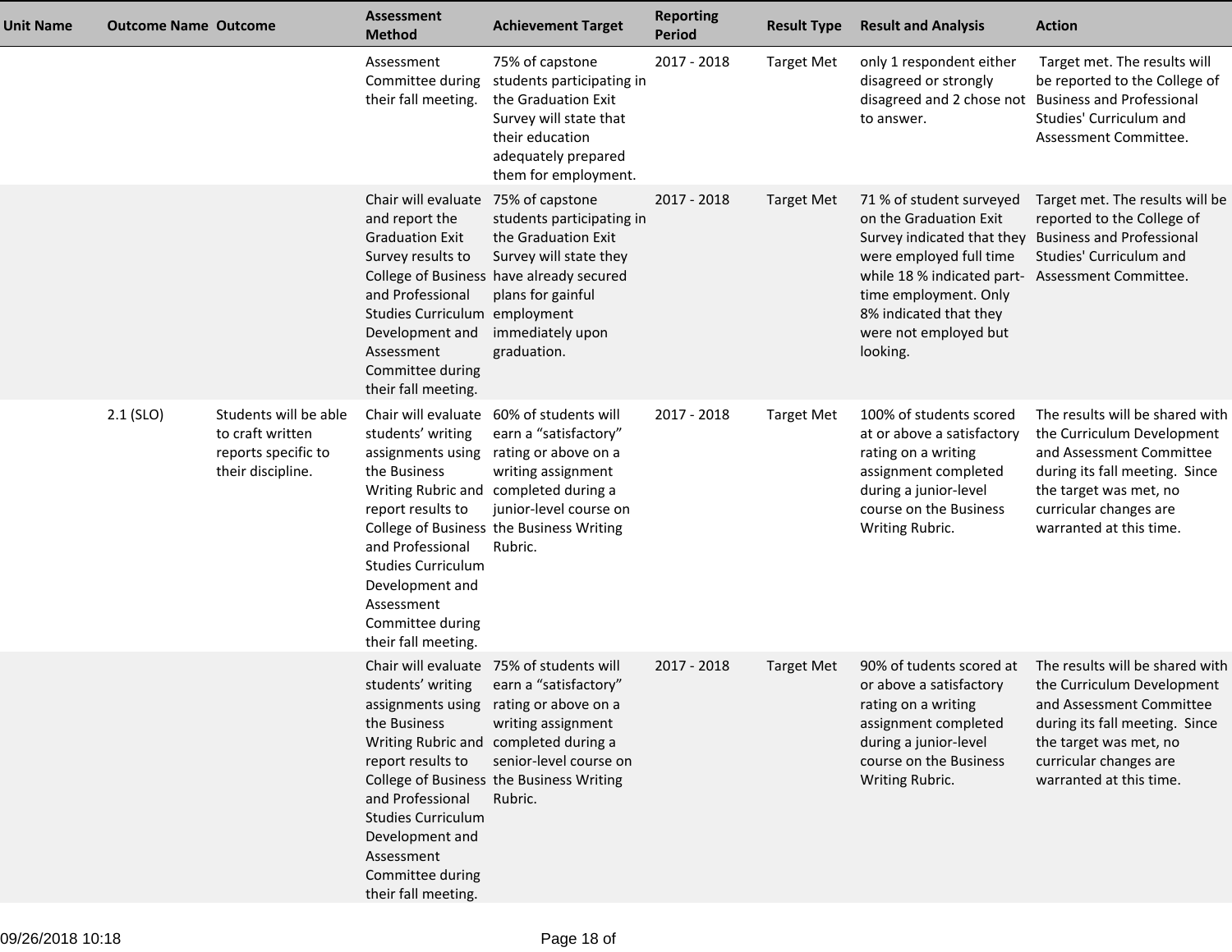| Unit Name | Outcome Name | Outcome | Assessment Method | Achievement Target | Reporting Period | Result Type | Result and Analysis | Action |
|---|---|---|---|---|---|---|---|---|
| | | | Assessment Committee during their fall meeting. | 75% of capstone students participating in the Graduation Exit Survey will state that their education adequately prepared them for employment. | 2017 - 2018 | Target Met | only 1 respondent either disagreed or strongly disagreed and 2 chose not to answer. | Target met. The results will be reported to the College of Business and Professional Studies' Curriculum and Assessment Committee. |
| | | | Chair will evaluate and report the Graduation Exit Survey results to College of Business and Professional Studies Curriculum Development and Assessment Committee during their fall meeting. | 75% of capstone students participating in the Graduation Exit Survey will state they have already secured plans for gainful employment immediately upon graduation. | 2017 - 2018 | Target Met | 71 % of student surveyed on the Graduation Exit Survey indicated that they were employed full time while 18 % indicated part-time employment. Only 8% indicated that they were not employed but looking. | Target met. The results will be reported to the College of Business and Professional Studies' Curriculum and Assessment Committee. |
| | 2.1 (SLO) | Students will be able to craft written reports specific to their discipline. | Chair will evaluate students' writing assignments using the Business Writing Rubric and report results to College of Business and Professional Studies Curriculum Development and Assessment Committee during their fall meeting. | 60% of students will earn a "satisfactory" rating or above on a writing assignment completed during a junior-level course on the Business Writing Rubric. | 2017 - 2018 | Target Met | 100% of students scored at or above a satisfactory rating on a writing assignment completed during a junior-level course on the Business Writing Rubric. | The results will be shared with the Curriculum Development and Assessment Committee during its fall meeting. Since the target was met, no curricular changes are warranted at this time. |
| | | | Chair will evaluate students' writing assignments using the Business Writing Rubric and report results to College of Business and Professional Studies Curriculum Development and Assessment Committee during their fall meeting. | 75% of students will earn a "satisfactory" rating or above on a writing assignment completed during a senior-level course on the Business Writing Rubric. | 2017 - 2018 | Target Met | 90% of tudents scored at or above a satisfactory rating on a writing assignment completed during a junior-level course on the Business Writing Rubric. | The results will be shared with the Curriculum Development and Assessment Committee during its fall meeting. Since the target was met, no curricular changes are warranted at this time. |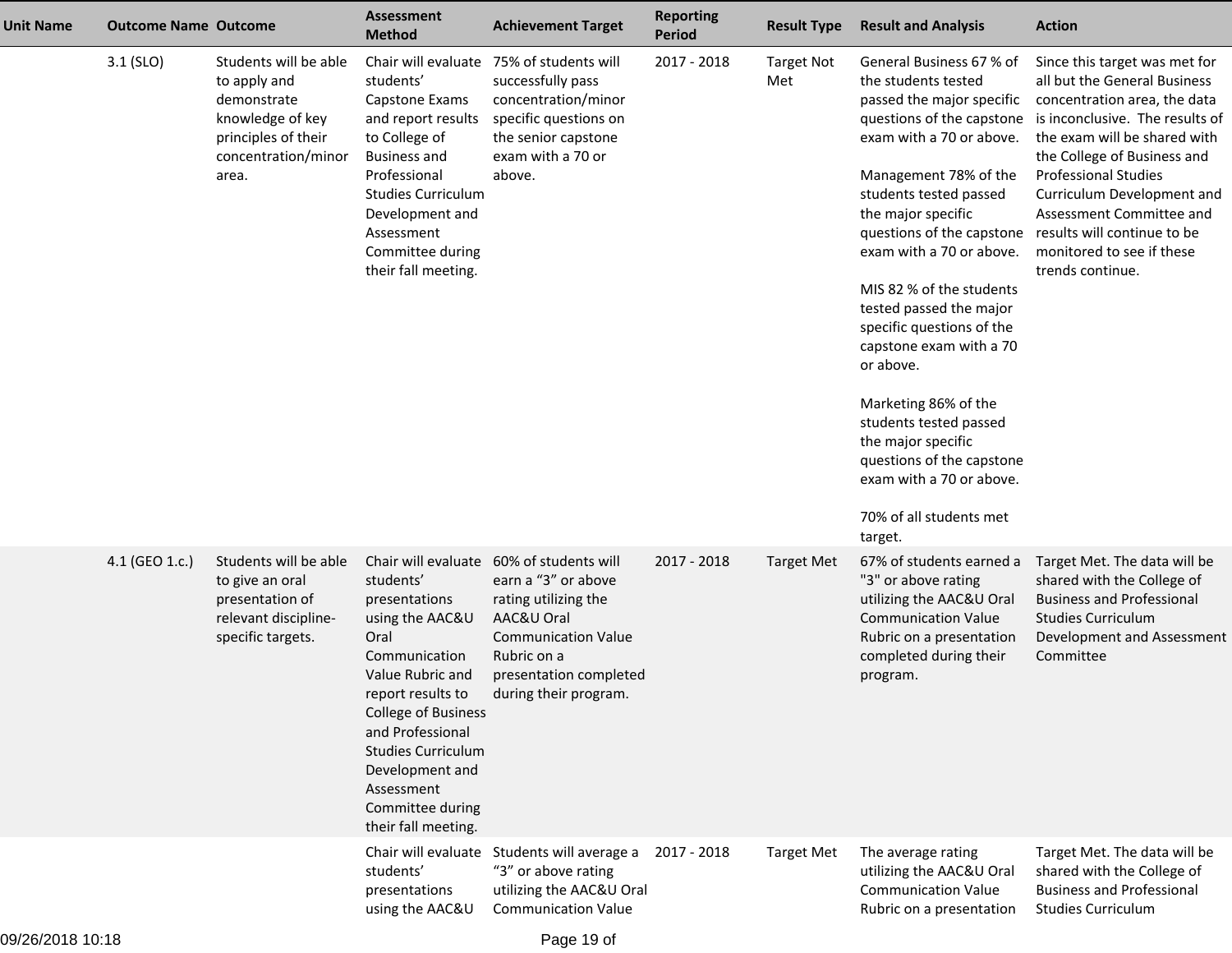| Unit Name | Outcome Name | Outcome | Assessment Method | Achievement Target | Reporting Period | Result Type | Result and Analysis | Action |
|---|---|---|---|---|---|---|---|---|
| | 3.1 (SLO) | Students will be able to apply and demonstrate knowledge of key principles of their concentration/minor area. | Chair will evaluate students' Capstone Exams and report results to College of Business and Professional Studies Curriculum Development and Assessment Committee during their fall meeting. | 75% of students will successfully pass concentration/minor specific questions on the senior capstone exam with a 70 or above. | 2017 - 2018 | Target Not Met | General Business 67 % of the students tested passed the major specific questions of the capstone exam with a 70 or above.<br><br>Management 78% of the students tested passed the major specific questions of the capstone exam with a 70 or above.<br><br>MIS 82 % of the students tested passed the major specific questions of the capstone exam with a 70 or above.<br><br>Marketing 86% of the students tested passed the major specific questions of the capstone exam with a 70 or above.<br><br>70% of all students met target. | Since this target was met for all but the General Business concentration area, the data is inconclusive. The results of the exam will be shared with the College of Business and Professional Studies Curriculum Development and Assessment Committee and results will continue to be monitored to see if these trends continue. |
| | 4.1 (GEO 1.c.) | Students will be able to give an oral presentation of relevant discipline-specific targets. | Chair will evaluate students' presentations using the AAC&U Oral Communication Value Rubric and report results to College of Business and Professional Studies Curriculum Development and Assessment Committee during their fall meeting. | 60% of students will earn a "3" or above rating utilizing the AAC&U Oral Communication Value Rubric on a presentation completed during their program. | 2017 - 2018 | Target Met | 67% of students earned a "3" or above rating utilizing the AAC&U Oral Communication Value Rubric on a presentation completed during their program. | Target Met. The data will be shared with the College of Business and Professional Studies Curriculum Development and Assessment Committee |
| | | | Chair will evaluate students' presentations using the AAC&U | Students will average a "3" or above rating utilizing the AAC&U Oral Communication Value | 2017 - 2018 | Target Met | The average rating utilizing the AAC&U Oral Communication Value Rubric on a presentation | Target Met. The data will be shared with the College of Business and Professional Studies Curriculum |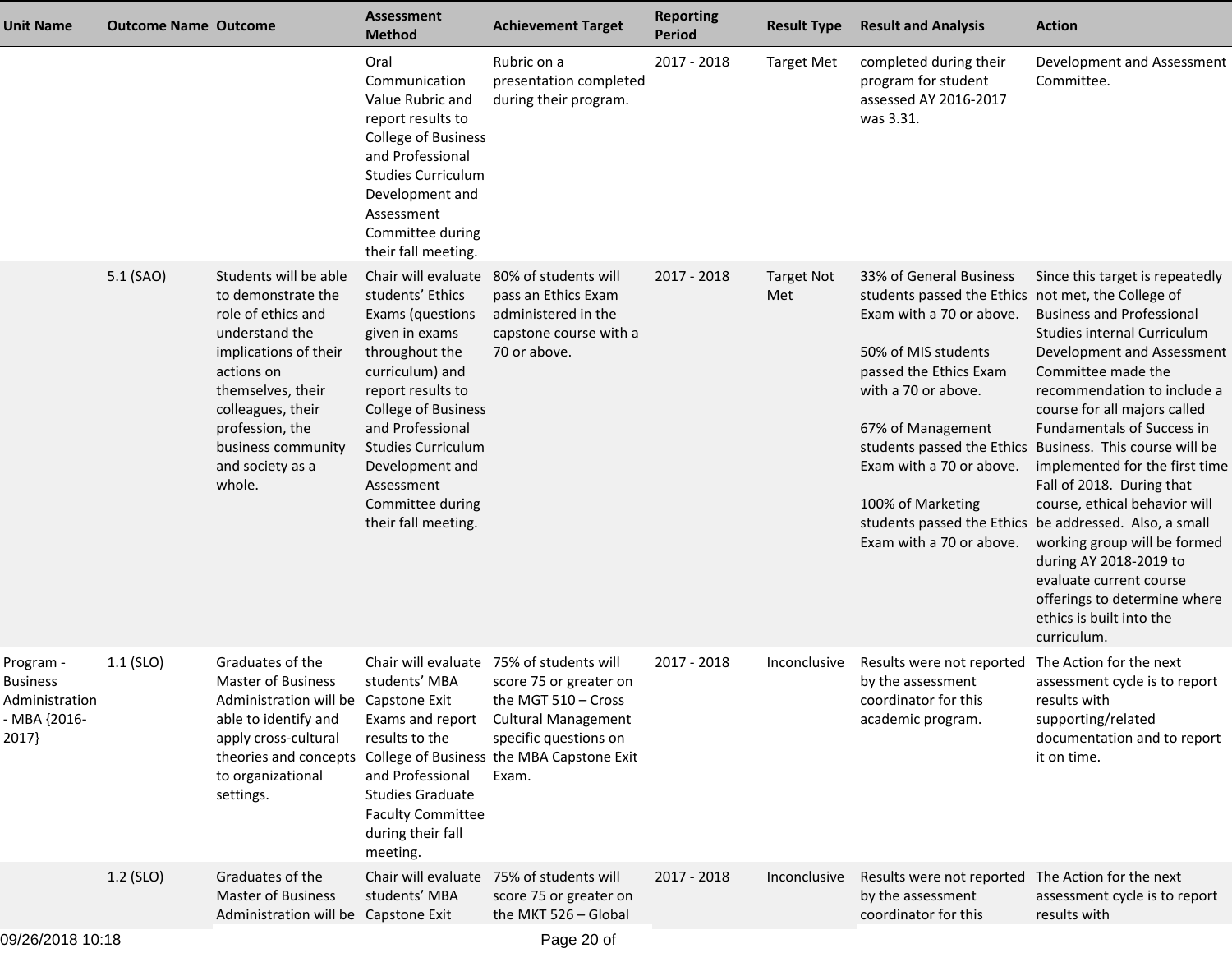| Unit Name | Outcome Name | Outcome | Assessment Method | Achievement Target | Reporting Period | Result Type | Result and Analysis | Action |
|---|---|---|---|---|---|---|---|---|
| | | | Oral Communication Value Rubric and report results to College of Business and Professional Studies Curriculum Development and Assessment Committee during their fall meeting. | Rubric on a presentation completed during their program. | 2017 - 2018 | Target Met | completed during their program for student assessed AY 2016-2017 was 3.31. | Development and Assessment Committee. |
| | 5.1 (SAO) | Students will be able to demonstrate the role of ethics and understand the implications of their actions on themselves, their colleagues, their profession, the business community and society as a whole. | Chair will evaluate students' Ethics Exams (questions given in exams throughout the curriculum) and report results to College of Business and Professional Studies Curriculum Development and Assessment Committee during their fall meeting. | 80% of students will pass an Ethics Exam administered in the capstone course with a 70 or above. | 2017 - 2018 | Target Not Met | 33% of General Business students passed the Ethics Exam with a 70 or above.<br><br>50% of MIS students passed the Ethics Exam with a 70 or above.<br><br>67% of Management students passed the Ethics Exam with a 70 or above.<br><br>100% of Marketing students passed the Ethics Exam with a 70 or above. | Since this target is repeatedly not met, the College of Business and Professional Studies internal Curriculum Development and Assessment Committee made the recommendation to include a course for all majors called Fundamentals of Success in Business. This course will be implemented for the first time Fall of 2018. During that course, ethical behavior will be addressed. Also, a small working group will be formed during AY 2018-2019 to evaluate current course offerings to determine where ethics is built into the curriculum. |
| Program - Business Administration - MBA {2016-2017} | 1.1 (SLO) | Graduates of the Master of Business Administration will be able to identify and apply cross-cultural theories and concepts to organizational settings. | Chair will evaluate students' MBA Capstone Exit Exams and report results to the College of Business and Professional Studies Graduate Faculty Committee during their fall meeting. | 75% of students will score 75 or greater on the MGT 510 – Cross Cultural Management specific questions on the MBA Capstone Exit Exam. | 2017 - 2018 | Inconclusive | Results were not reported by the assessment coordinator for this academic program. | The Action for the next assessment cycle is to report results with supporting/related documentation and to report it on time. |
| | 1.2 (SLO) | Graduates of the Master of Business Administration will be | Chair will evaluate students' MBA Capstone Exit | 75% of students will score 75 or greater on the MKT 526 – Global | 2017 - 2018 | Inconclusive | Results were not reported by the assessment coordinator for this | The Action for the next assessment cycle is to report results with |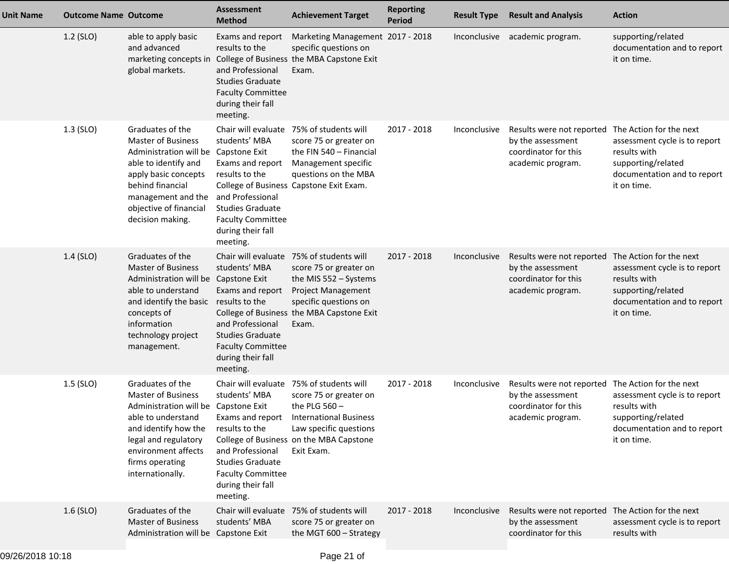| Unit Name | Outcome Name | Outcome | Assessment Method | Achievement Target | Reporting Period | Result Type | Result and Analysis | Action |
|---|---|---|---|---|---|---|---|---|
| | 1.2 (SLO) | able to apply basic and advanced marketing concepts in global markets. | Exams and report results to the College of Business and Professional Studies Graduate Faculty Committee during their fall meeting. | Marketing Management specific questions on the MBA Capstone Exit Exam. | 2017 - 2018 | Inconclusive | academic program. | supporting/related documentation and to report it on time. |
| | 1.3 (SLO) | Graduates of the Master of Business Administration will be able to identify and apply basic concepts behind financial management and the objective of financial decision making. | Chair will evaluate students' MBA Capstone Exit Exams and report results to the College of Business and Professional Studies Graduate Faculty Committee during their fall meeting. | 75% of students will score 75 or greater on the FIN 540 – Financial Management specific questions on the MBA Capstone Exit Exam. | 2017 - 2018 | Inconclusive | Results were not reported by the assessment coordinator for this academic program. | The Action for the next assessment cycle is to report results with supporting/related documentation and to report it on time. |
| | 1.4 (SLO) | Graduates of the Master of Business Administration will be able to understand and identify the basic concepts of information technology project management. | Chair will evaluate students' MBA Capstone Exit Exams and report results to the College of Business and Professional Studies Graduate Faculty Committee during their fall meeting. | 75% of students will score 75 or greater on the MIS 552 – Systems Project Management specific questions on the MBA Capstone Exit Exam. | 2017 - 2018 | Inconclusive | Results were not reported by the assessment coordinator for this academic program. | The Action for the next assessment cycle is to report results with supporting/related documentation and to report it on time. |
| | 1.5 (SLO) | Graduates of the Master of Business Administration will be able to understand and identify how the legal and regulatory environment affects firms operating internationally. | Chair will evaluate students' MBA Capstone Exit Exams and report results to the College of Business and Professional Studies Graduate Faculty Committee during their fall meeting. | 75% of students will score 75 or greater on the PLG 560 – International Business Law specific questions on the MBA Capstone Exit Exam. | 2017 - 2018 | Inconclusive | Results were not reported by the assessment coordinator for this academic program. | The Action for the next assessment cycle is to report results with supporting/related documentation and to report it on time. |
| | 1.6 (SLO) | Graduates of the Master of Business Administration will be | Chair will evaluate students' MBA Capstone Exit | 75% of students will score 75 or greater on the MGT 600 – Strategy | 2017 - 2018 | Inconclusive | Results were not reported by the assessment coordinator for this | The Action for the next assessment cycle is to report results with |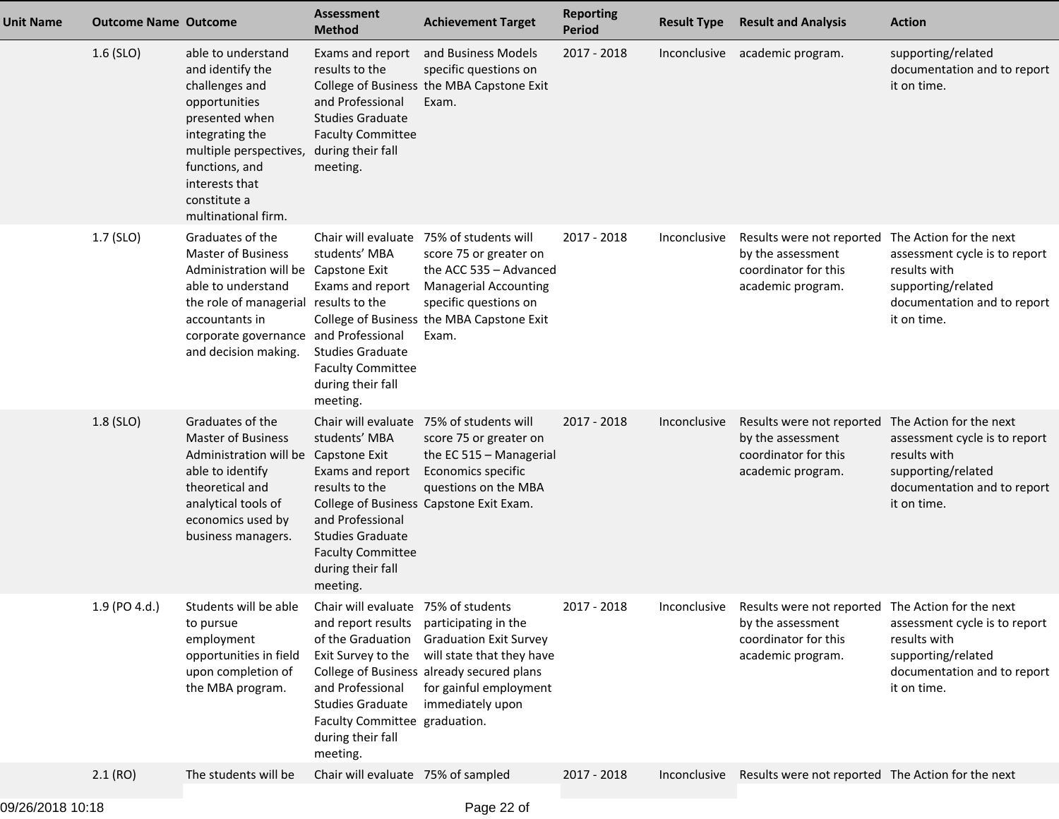| Unit Name | Outcome Name | Outcome | Assessment Method | Achievement Target | Reporting Period | Result Type | Result and Analysis | Action |
|---|---|---|---|---|---|---|---|---|
| | 1.6 (SLO) | able to understand and identify the challenges and opportunities presented when integrating the multiple perspectives, functions, and interests that constitute a multinational firm. | Exams and report results to the College of Business and Professional Studies Graduate Faculty Committee during their fall meeting. | and Business Models specific questions on the MBA Capstone Exit Exam. | 2017 - 2018 | Inconclusive | academic program. | supporting/related documentation and to report it on time. |
| | 1.7 (SLO) | Graduates of the Master of Business Administration will be able to understand the role of managerial accountants in corporate governance and decision making. | Chair will evaluate students' MBA Capstone Exit Exams and report results to the College of Business and Professional Studies Graduate Faculty Committee during their fall meeting. | 75% of students will score 75 or greater on the ACC 535 – Advanced Managerial Accounting specific questions on the MBA Capstone Exit Exam. | 2017 - 2018 | Inconclusive | Results were not reported by the assessment coordinator for this academic program. | The Action for the next assessment cycle is to report results with supporting/related documentation and to report it on time. |
| | 1.8 (SLO) | Graduates of the Master of Business Administration will be able to identify theoretical and analytical tools of economics used by business managers. | Chair will evaluate students' MBA Capstone Exit Exams and report results to the College of Business and Professional Studies Graduate Faculty Committee during their fall meeting. | 75% of students will score 75 or greater on the EC 515 – Managerial Economics specific questions on the MBA Capstone Exit Exam. | 2017 - 2018 | Inconclusive | Results were not reported by the assessment coordinator for this academic program. | The Action for the next assessment cycle is to report results with supporting/related documentation and to report it on time. |
| | 1.9 (PO 4.d.) | Students will be able to pursue employment opportunities in field upon completion of the MBA program. | Chair will evaluate and report results of the Graduation Exit Survey to the College of Business and Professional Studies Graduate Faculty Committee during their fall meeting. | 75% of students participating in the Graduation Exit Survey will state that they have already secured plans for gainful employment immediately upon graduation. | 2017 - 2018 | Inconclusive | Results were not reported by the assessment coordinator for this academic program. | The Action for the next assessment cycle is to report results with supporting/related documentation and to report it on time. |
| | 2.1 (RO) | The students will be | Chair will evaluate | 75% of sampled | 2017 - 2018 | Inconclusive | Results were not reported | The Action for the next |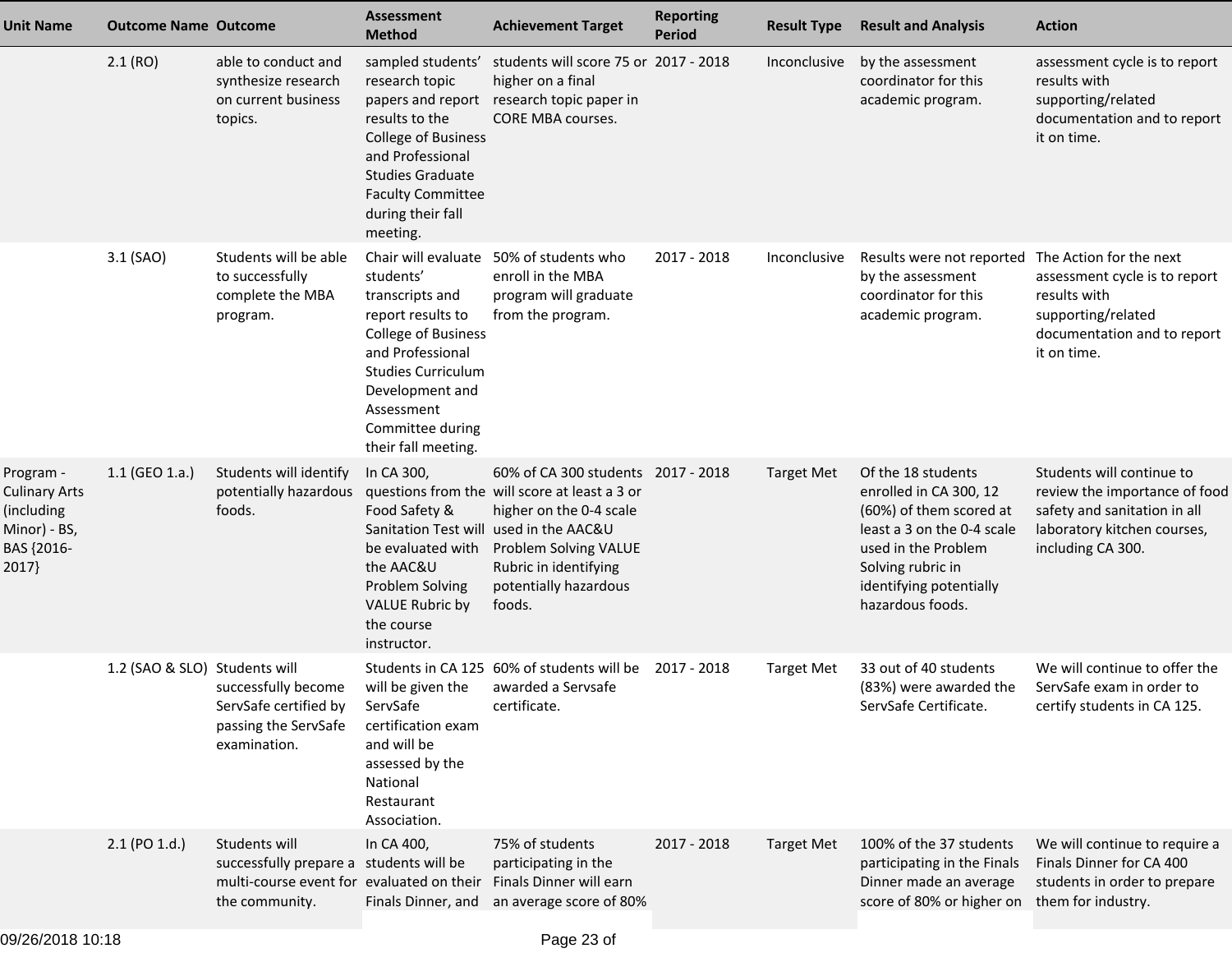| Unit Name | Outcome Name | Outcome | Assessment Method | Achievement Target | Reporting Period | Result Type | Result and Analysis | Action |
|---|---|---|---|---|---|---|---|---|
| | 2.1 (RO) | able to conduct and synthesize research on current business topics. | sampled students' research topic papers and report results to the College of Business and Professional Studies Graduate Faculty Committee during their fall meeting. | students will score 75 or higher on a final research topic paper in CORE MBA courses. | 2017 - 2018 | Inconclusive | by the assessment coordinator for this academic program. | assessment cycle is to report results with supporting/related documentation and to report it on time. |
| | 3.1 (SAO) | Students will be able to successfully complete the MBA program. | Chair will evaluate students' transcripts and report results to College of Business and Professional Studies Curriculum Development and Assessment Committee during their fall meeting. | 50% of students who enroll in the MBA program will graduate from the program. | 2017 - 2018 | Inconclusive | Results were not reported by the assessment coordinator for this academic program. | The Action for the next assessment cycle is to report results with supporting/related documentation and to report it on time. |
| Program - Culinary Arts (including Minor) - BS, BAS {2016-2017} | 1.1 (GEO 1.a.) | Students will identify potentially hazardous foods. | In CA 300, questions from the Food Safety & Sanitation Test will be evaluated with the AAC&U Problem Solving VALUE Rubric by the course instructor. | 60% of CA 300 students will score at least a 3 or higher on the 0-4 scale used in the AAC&U Problem Solving VALUE Rubric in identifying potentially hazardous foods. | 2017 - 2018 | Target Met | Of the 18 students enrolled in CA 300, 12 (60%) of them scored at least a 3 on the 0-4 scale used in the Problem Solving rubric in identifying potentially hazardous foods. | Students will continue to review the importance of food safety and sanitation in all laboratory kitchen courses, including CA 300. |
| | 1.2 (SAO & SLO) | Students will successfully become ServSafe certified by passing the ServSafe examination. | Students in CA 125 will be given the ServSafe certification exam and will be assessed by the National Restaurant Association. | 60% of students will be awarded a Servsafe certificate. | 2017 - 2018 | Target Met | 33 out of 40 students (83%) were awarded the ServSafe Certificate. | We will continue to offer the ServSafe exam in order to certify students in CA 125. |
| | 2.1 (PO 1.d.) | Students will successfully prepare a multi-course event for the community. | In CA 400, students will be evaluated on their Finals Dinner, and | 75% of students participating in the Finals Dinner will earn an average score of 80% | 2017 - 2018 | Target Met | 100% of the 37 students participating in the Finals Dinner made an average score of 80% or higher on | We will continue to require a Finals Dinner for CA 400 students in order to prepare them for industry. |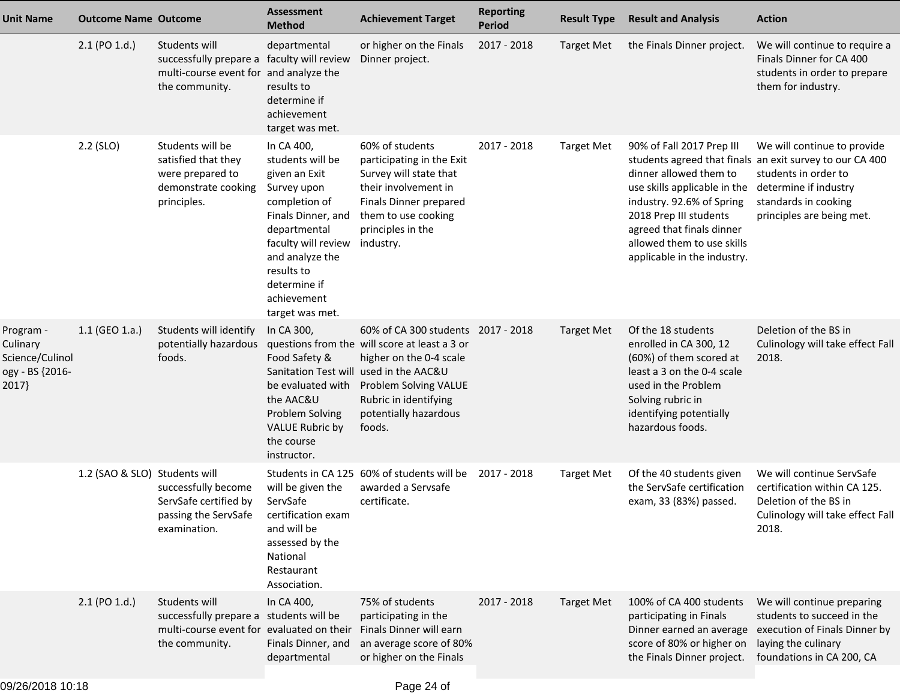| Unit Name | Outcome Name | Outcome | Assessment Method | Achievement Target | Reporting Period | Result Type | Result and Analysis | Action |
|---|---|---|---|---|---|---|---|---|
| | 2.1 (PO 1.d.) | Students will successfully prepare a multi-course event for the community. | departmental faculty will review and analyze the results to determine if achievement target was met. | or higher on the Finals Dinner project. | 2017 - 2018 | Target Met | the Finals Dinner project. | We will continue to require a Finals Dinner for CA 400 students in order to prepare them for industry. |
| | 2.2 (SLO) | Students will be satisfied that they were prepared to demonstrate cooking principles. | In CA 400, students will be given an Exit Survey upon completion of Finals Dinner, and departmental faculty will review and analyze the results to determine if achievement target was met. | 60% of students participating in the Exit Survey will state that their involvement in Finals Dinner prepared them to use cooking principles in the industry. | 2017 - 2018 | Target Met | 90% of Fall 2017 Prep III students agreed that finals dinner allowed them to use skills applicable in the industry. 92.6% of Spring 2018 Prep III students agreed that finals dinner allowed them to use skills applicable in the industry. | We will continue to provide an exit survey to our CA 400 students in order to determine if industry standards in cooking principles are being met. |
| Program - Culinary Science/Culinology - BS {2016-2017} | 1.1 (GEO 1.a.) | Students will identify potentially hazardous foods. | In CA 300, questions from the Food Safety & Sanitation Test will be evaluated with the AAC&U Problem Solving VALUE Rubric by the course instructor. | 60% of CA 300 students will score at least a 3 or higher on the 0-4 scale used in the AAC&U Problem Solving VALUE Rubric in identifying potentially hazardous foods. | 2017 - 2018 | Target Met | Of the 18 students enrolled in CA 300, 12 (60%) of them scored at least a 3 on the 0-4 scale used in the Problem Solving rubric in identifying potentially hazardous foods. | Deletion of the BS in Culinology will take effect Fall 2018. |
| | 1.2 (SAO & SLO) | Students will successfully become ServSafe certified by passing the ServSafe examination. | Students in CA 125 will be given the ServSafe certification exam and will be assessed by the National Restaurant Association. | 60% of students will be awarded a Servsafe certificate. | 2017 - 2018 | Target Met | Of the 40 students given the ServSafe certification exam, 33 (83%) passed. | We will continue ServSafe certification within CA 125. Deletion of the BS in Culinology will take effect Fall 2018. |
| | 2.1 (PO 1.d.) | Students will successfully prepare a multi-course event for the community. | In CA 400, students will be evaluated on their Finals Dinner, and departmental | 75% of students participating in the Finals Dinner will earn an average score of 80% or higher on the Finals | 2017 - 2018 | Target Met | 100% of CA 400 students participating in Finals Dinner earned an average score of 80% or higher on the Finals Dinner project. | We will continue preparing students to succeed in the execution of Finals Dinner by laying the culinary foundations in CA 200, CA |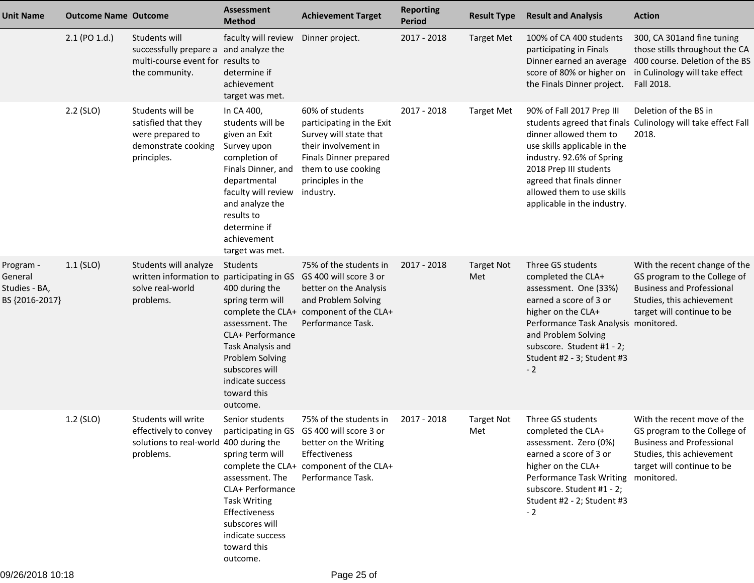| Unit Name | Outcome Name | Outcome | Assessment Method | Achievement Target | Reporting Period | Result Type | Result and Analysis | Action |
|---|---|---|---|---|---|---|---|---|
| | 2.1 (PO 1.d.) | Students will successfully prepare a multi-course event for the community. | faculty will review and analyze the results to determine if achievement target was met. | Dinner project. | 2017 - 2018 | Target Met | 100% of CA 400 students participating in Finals Dinner earned an average score of 80% or higher on the Finals Dinner project. | 300, CA 301and fine tuning those stills throughout the CA 400 course. Deletion of the BS in Culinology will take effect Fall 2018. |
| | 2.2 (SLO) | Students will be satisfied that they were prepared to demonstrate cooking principles. | In CA 400, students will be given an Exit Survey upon completion of Finals Dinner, and departmental faculty will review and analyze the results to determine if achievement target was met. | 60% of students participating in the Exit Survey will state that their involvement in Finals Dinner prepared them to use cooking principles in the industry. | 2017 - 2018 | Target Met | 90% of Fall 2017 Prep III students agreed that finals dinner allowed them to use skills applicable in the industry. 92.6% of Spring 2018 Prep III students agreed that finals dinner allowed them to use skills applicable in the industry. | Deletion of the BS in Culinology will take effect Fall 2018. |
| Program - General Studies - BA, BS {2016-2017} | 1.1 (SLO) | Students will analyze written information to solve real-world problems. | Students participating in GS 400 during the spring term will complete the CLA+ assessment. The CLA+ Performance Task Analysis and Problem Solving subscores will indicate success toward this outcome. | 75% of the students in GS 400 will score 3 or better on the Analysis and Problem Solving component of the CLA+ Performance Task. | 2017 - 2018 | Target Not Met | Three GS students completed the CLA+ assessment. One (33%) earned a score of 3 or higher on the CLA+ Performance Task Analysis and Problem Solving subscore. Student #1 - 2; Student #2 - 3; Student #3 - 2 | With the recent change of the GS program to the College of Business and Professional Studies, this achievement target will continue to be monitored. |
| | 1.2 (SLO) | Students will write effectively to convey solutions to real-world problems. | Senior students participating in GS 400 during the spring term will complete the CLA+ assessment. The CLA+ Performance Task Writing Effectiveness subscores will indicate success toward this outcome. | 75% of the students in GS 400 will score 3 or better on the Writing Effectiveness component of the CLA+ Performance Task. | 2017 - 2018 | Target Not Met | Three GS students completed the CLA+ assessment. Zero (0%) earned a score of 3 or higher on the CLA+ Performance Task Writing subscore. Student #1 - 2; Student #2 - 2; Student #3 - 2 | With the recent move of the GS program to the College of Business and Professional Studies, this achievement target will continue to be monitored. |

09/26/2018 10:18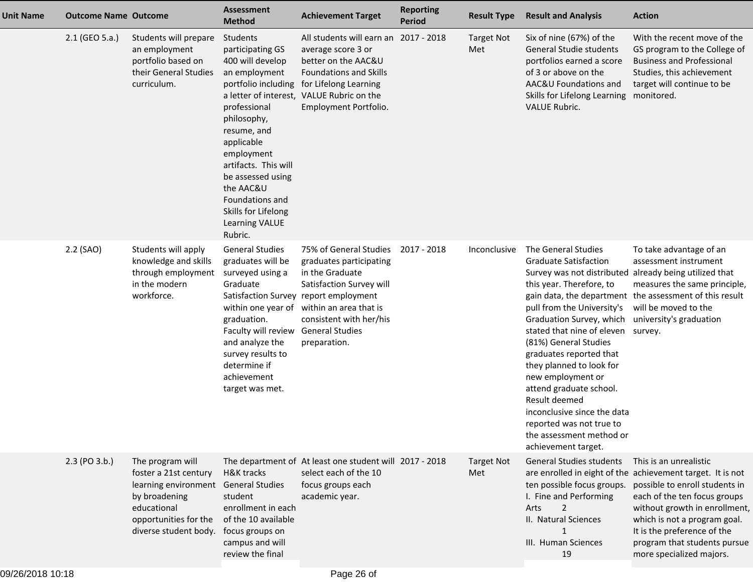| Unit Name | Outcome Name | Outcome | Assessment Method | Achievement Target | Reporting Period | Result Type | Result and Analysis | Action |
|---|---|---|---|---|---|---|---|---|
| | 2.1 (GEO 5.a.) | Students will prepare an employment portfolio based on their General Studies curriculum. | Students participating GS 400 will develop an employment portfolio including a letter of interest, professional philosophy, resume, and applicable employment artifacts. This will be assessed using the AAC&U Foundations and Skills for Lifelong Learning VALUE Rubric. | All students will earn an average score 3 or better on the AAC&U Foundations and Skills for Lifelong Learning VALUE Rubric on the Employment Portfolio. | 2017 - 2018 | Target Not Met | Six of nine (67%) of the General Studie students portfolios earned a score of 3 or above on the AAC&U Foundations and Skills for Lifelong Learning VALUE Rubric. | With the recent move of the GS program to the College of Business and Professional Studies, this achievement target will continue to be monitored. |
| | 2.2 (SAO) | Students will apply knowledge and skills through employment in the modern workforce. | General Studies graduates will be surveyed using a Graduate Satisfaction Survey within one year of graduation. Faculty will review and analyze the survey results to determine if achievement target was met. | 75% of General Studies graduates participating in the Graduate Satisfaction Survey will report employment within an area that is consistent with her/his General Studies preparation. | 2017 - 2018 | Inconclusive | The General Studies Graduate Satisfaction Survey was not distributed this year. Therefore, to gain data, the department pull from the University's Graduation Survey, which stated that nine of eleven (81%) General Studies graduates reported that they planned to look for new employment or attend graduate school. Result deemed inconclusive since the data reported was not true to the assessment method or achievement target. | To take advantage of an assessment instrument already being utilized that measures the same principle, the assessment of this result will be moved to the university's graduation survey. |
| | 2.3 (PO 3.b.) | The program will foster a 21st century learning environment by broadening educational opportunities for the diverse student body. | The department of H&K tracks General Studies student enrollment in each of the 10 available focus groups on campus and will review the final | At least one student will select each of the 10 focus groups each academic year. | 2017 - 2018 | Target Not Met | General Studies students are enrolled in eight of the ten possible focus groups.<br>I. Fine and Performing Arts 2<br>II. Natural Sciences 1<br>III. Human Sciences 19 | This is an unrealistic achievement target. It is not possible to enroll students in each of the ten focus groups without growth in enrollment, which is not a program goal. It is the preference of the program that students pursue more specialized majors. |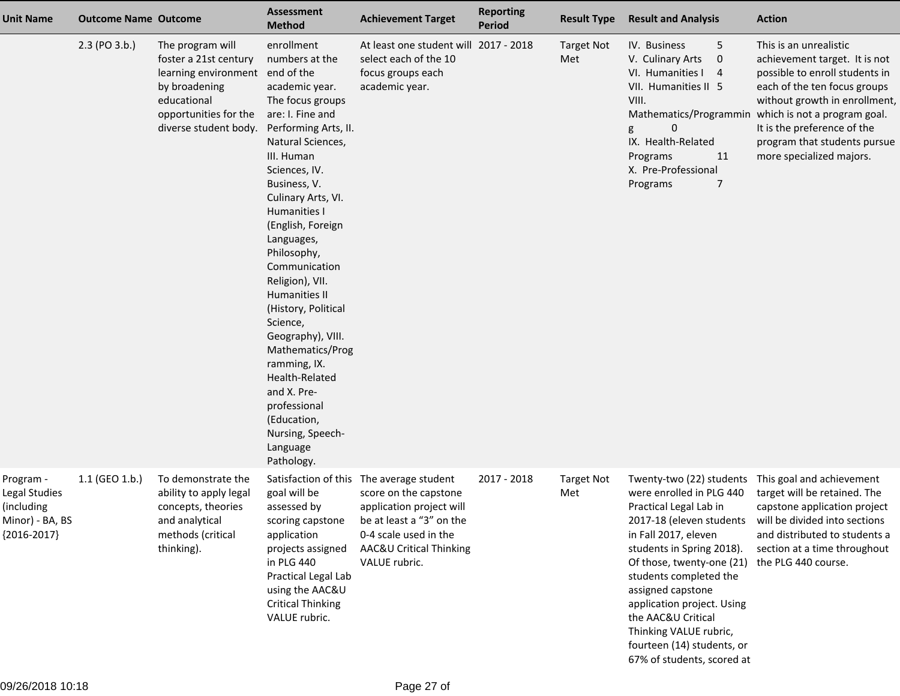| Unit Name | Outcome Name | Outcome | Assessment Method | Achievement Target | Reporting Period | Result Type | Result and Analysis | Action |
|---|---|---|---|---|---|---|---|---|
| | 2.3 (PO 3.b.) | The program will foster a 21st century learning environment by broadening educational opportunities for the diverse student body. | enrollment numbers at the end of the academic year. The focus groups are: I. Fine and Performing Arts, II. Natural Sciences, III. Human Sciences, IV. Business, V. Culinary Arts, VI. Humanities I (English, Foreign Languages, Philosophy, Communication Religion), VII. Humanities II (History, Political Science, Geography), VIII. Mathematics/Programming, IX. Health-Related and X. Pre-professional (Education, Nursing, Speech-Language Pathology. | At least one student will select each of the 10 focus groups each academic year. | 2017 - 2018 | Target Not Met | IV. Business 5<br>V. Culinary Arts 0<br>VI. Humanities I 4<br>VII. Humanities II 5<br>VIII. Mathematics/Programming 0<br>IX. Health-Related Programs 11<br>X. Pre-Professional Programs 7 | This is an unrealistic achievement target. It is not possible to enroll students in each of the ten focus groups without growth in enrollment, which is not a program goal. It is the preference of the program that students pursue more specialized majors. |
| Program - Legal Studies (including Minor) - BA, BS {2016-2017} | 1.1 (GEO 1.b.) | To demonstrate the ability to apply legal concepts, theories and analytical methods (critical thinking). | Satisfaction of this goal will be assessed by scoring capstone application projects assigned in PLG 440 Practical Legal Lab using the AAC&U Critical Thinking VALUE rubric. | The average student score on the capstone application project will be at least a "3" on the 0-4 scale used in the AAC&U Critical Thinking VALUE rubric. | 2017 - 2018 | Target Not Met | Twenty-two (22) students were enrolled in PLG 440 Practical Legal Lab in 2017-18 (eleven students in Fall 2017, eleven students in Spring 2018). Of those, twenty-one (21) students completed the assigned capstone application project. Using the AAC&U Critical Thinking VALUE rubric, fourteen (14) students, or 67% of students, scored at | This goal and achievement target will be retained. The capstone application project will be divided into sections and distributed to students a section at a time throughout the PLG 440 course. |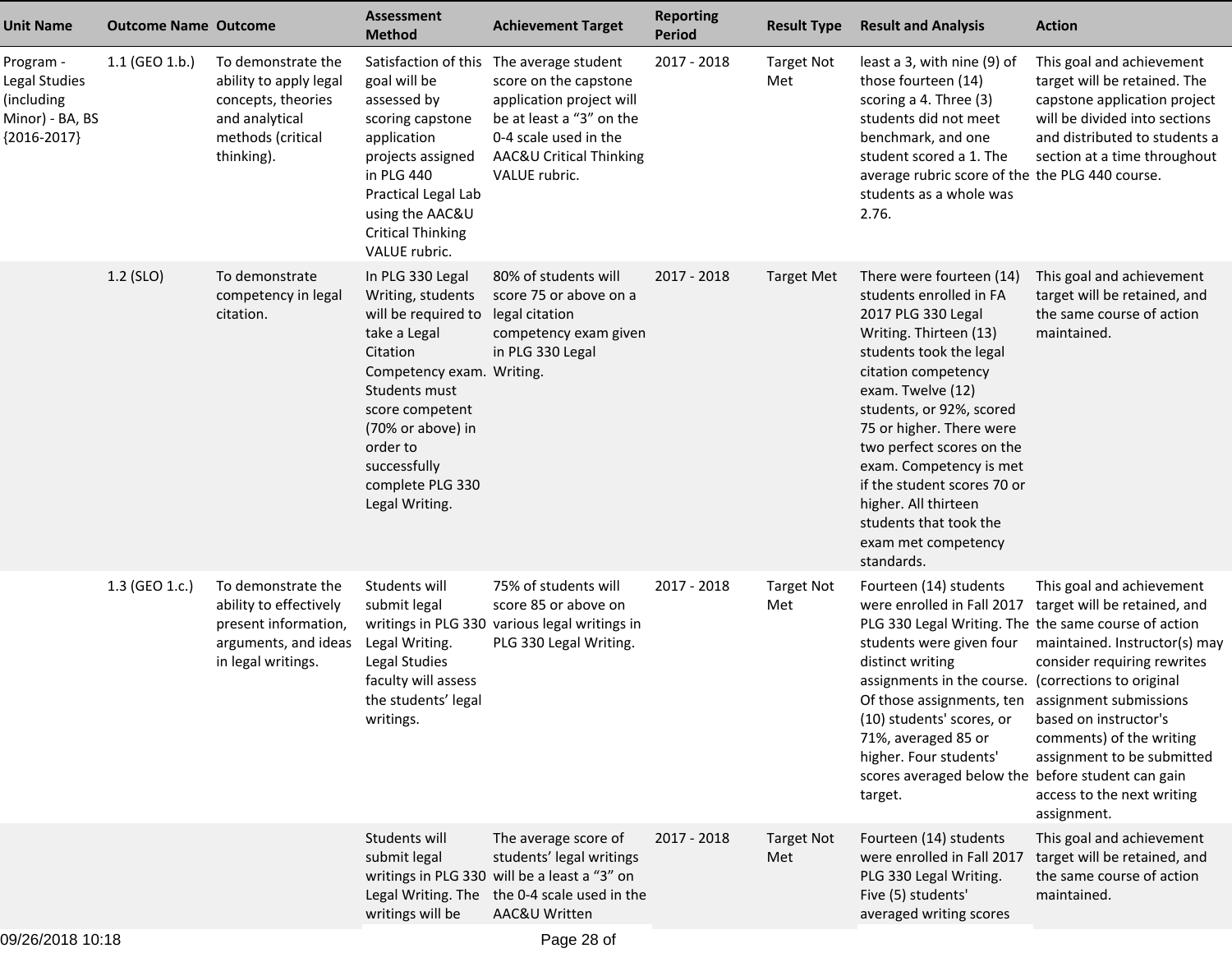| Unit Name | Outcome Name | Outcome | Assessment Method | Achievement Target | Reporting Period | Result Type | Result and Analysis | Action |
|---|---|---|---|---|---|---|---|---|
| Program - Legal Studies (including Minor) - BA, BS {2016-2017} | 1.1 (GEO 1.b.) | To demonstrate the ability to apply legal concepts, theories and analytical methods (critical thinking). | Satisfaction of this goal will be assessed by scoring capstone application projects assigned in PLG 440 Practical Legal Lab using the AAC&U Critical Thinking VALUE rubric. | The average student score on the capstone application project will be at least a "3" on the 0-4 scale used in the AAC&U Critical Thinking VALUE rubric. | 2017 - 2018 | Target Not Met | least a 3, with nine (9) of those fourteen (14) scoring a 4. Three (3) students did not meet benchmark, and one student scored a 1. The average rubric score of the students as a whole was 2.76. | This goal and achievement target will be retained. The capstone application project will be divided into sections and distributed to students a section at a time throughout the PLG 440 course. |
| | 1.2 (SLO) | To demonstrate competency in legal citation. | In PLG 330 Legal Writing, students will be required to take a Legal Citation Competency exam. Students must score competent (70% or above) in order to successfully complete PLG 330 Legal Writing. | 80% of students will score 75 or above on a legal citation competency exam given in PLG 330 Legal Writing. | 2017 - 2018 | Target Met | There were fourteen (14) students enrolled in FA 2017 PLG 330 Legal Writing. Thirteen (13) students took the legal citation competency exam. Twelve (12) students, or 92%, scored 75 or higher. There were two perfect scores on the exam. Competency is met if the student scores 70 or higher. All thirteen students that took the exam met competency standards. | This goal and achievement target will be retained, and the same course of action maintained. |
| | 1.3 (GEO 1.c.) | To demonstrate the ability to effectively present information, arguments, and ideas in legal writings. | Students will submit legal writings in PLG 330 Legal Writing. Legal Studies faculty will assess the students' legal writings. | 75% of students will score 85 or above on various legal writings in PLG 330 Legal Writing. | 2017 - 2018 | Target Not Met | Fourteen (14) students were enrolled in Fall 2017 PLG 330 Legal Writing. The students were given four distinct writing assignments in the course. Of those assignments, ten (10) students' scores, or 71%, averaged 85 or higher. Four students' scores averaged below the target. | This goal and achievement target will be retained, and the same course of action maintained. Instructor(s) may consider requiring rewrites (corrections to original assignment submissions based on instructor's comments) of the writing assignment to be submitted before student can gain access to the next writing assignment. |
| | | | Students will submit legal writings in PLG 330 Legal Writing. The writings will be | The average score of students' legal writings will be a least a "3" on the 0-4 scale used in the AAC&U Written | 2017 - 2018 | Target Not Met | Fourteen (14) students were enrolled in Fall 2017 PLG 330 Legal Writing. Five (5) students' averaged writing scores | This goal and achievement target will be retained, and the same course of action maintained. |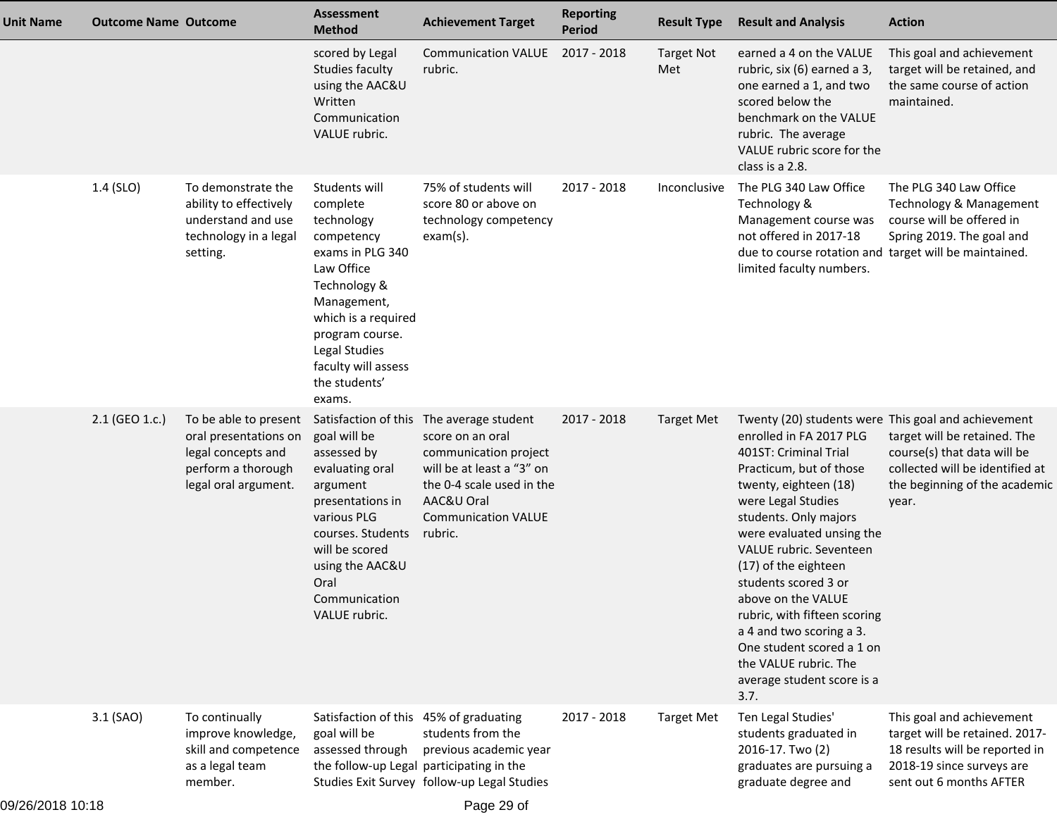| Unit Name | Outcome Name | Outcome | Assessment Method | Achievement Target | Reporting Period | Result Type | Result and Analysis | Action |
|---|---|---|---|---|---|---|---|---|
| | | | scored by Legal Studies faculty using the AAC&U Written Communication VALUE rubric. | Communication VALUE rubric. | 2017 - 2018 | Target Not Met | earned a 4 on the VALUE rubric, six (6) earned a 3, one earned a 1, and two scored below the benchmark on the VALUE rubric. The average VALUE rubric score for the class is a 2.8. | This goal and achievement target will be retained, and the same course of action maintained. |
| | 1.4 (SLO) | To demonstrate the ability to effectively understand and use technology in a legal setting. | Students will complete technology competency exams in PLG 340 Law Office Technology & Management, which is a required program course. Legal Studies faculty will assess the students' exams. | 75% of students will score 80 or above on technology competency exam(s). | 2017 - 2018 | Inconclusive | The PLG 340 Law Office Technology & Management course was not offered in 2017-18 due to course rotation and limited faculty numbers. | The PLG 340 Law Office Technology & Management course will be offered in Spring 2019. The goal and target will be maintained. |
| | 2.1 (GEO 1.c.) | To be able to present oral presentations on legal concepts and perform a thorough legal oral argument. | Satisfaction of this goal will be assessed by evaluating oral argument presentations in various PLG courses. Students will be scored using the AAC&U Oral Communication VALUE rubric. | The average student score on an oral communication project will be at least a "3" on the 0-4 scale used in the AAC&U Oral Communication VALUE rubric. | 2017 - 2018 | Target Met | Twenty (20) students were enrolled in FA 2017 PLG 401ST: Criminal Trial Practicum, but of those twenty, eighteen (18) were Legal Studies students. Only majors were evaluated unsing the VALUE rubric. Seventeen (17) of the eighteen students scored 3 or above on the VALUE rubric, with fifteen scoring a 4 and two scoring a 3. One student scored a 1 on the VALUE rubric. The average student score is a 3.7. | This goal and achievement target will be retained. The course(s) that data will be collected will be identified at the beginning of the academic year. |
| | 3.1 (SAO) | To continually improve knowledge, skill and competence as a legal team member. | Satisfaction of this goal will be assessed through the follow-up Legal Studies Exit Survey | 45% of graduating students from the previous academic year participating in the follow-up Legal Studies | 2017 - 2018 | Target Met | Ten Legal Studies' students graduated in 2016-17. Two (2) graduates are pursuing a graduate degree and | This goal and achievement target will be retained. 2017-18 results will be reported in 2018-19 since surveys are sent out 6 months AFTER |

09/26/2018 10:18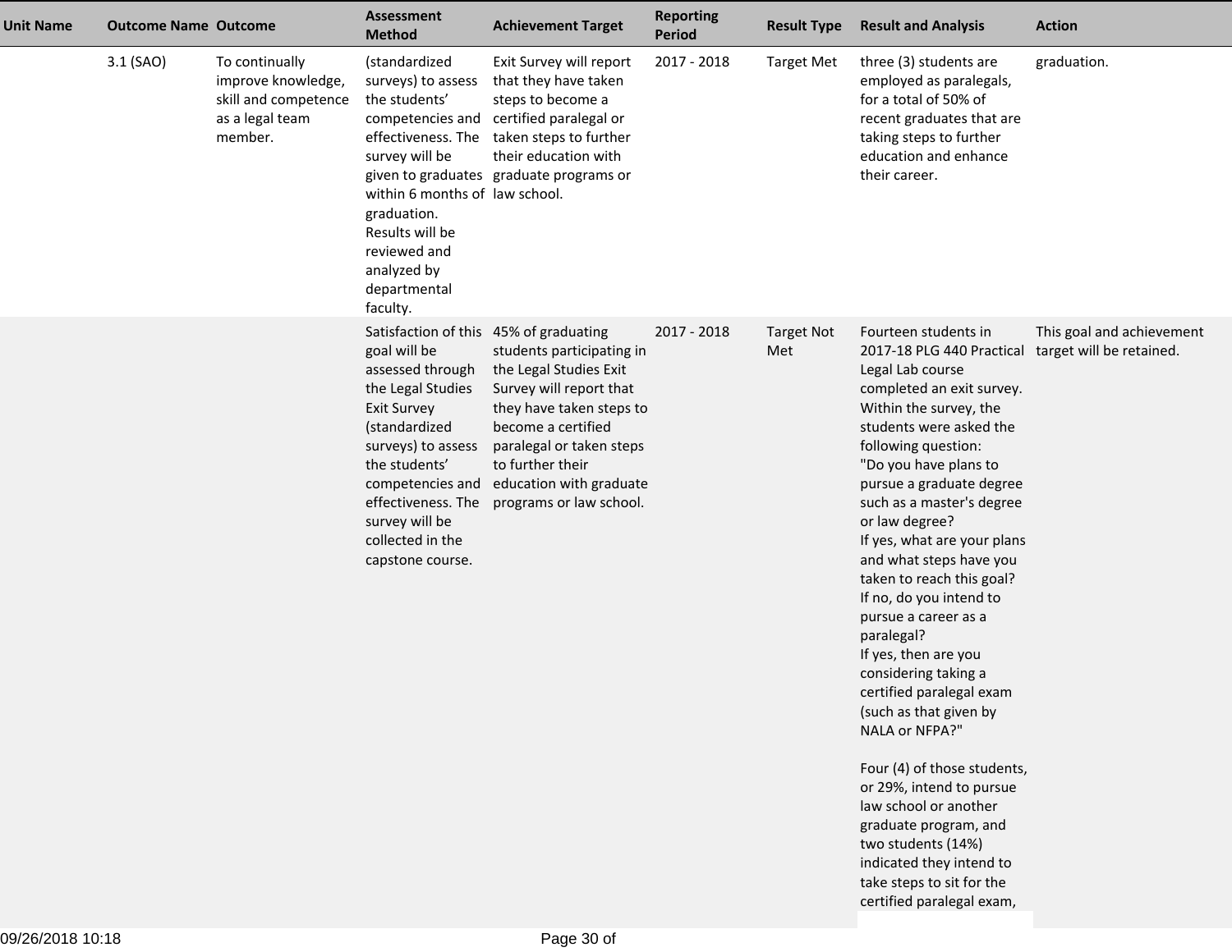| Unit Name | Outcome Name | Outcome | Assessment Method | Achievement Target | Reporting Period | Result Type | Result and Analysis | Action |
|---|---|---|---|---|---|---|---|---|
| | 3.1 (SAO) | To continually improve knowledge, skill and competence as a legal team member. | (standardized surveys) to assess the students' competencies and effectiveness. The survey will be given to graduates within 6 months of graduation. Results will be reviewed and analyzed by departmental faculty. | Exit Survey will report that they have taken steps to become a certified paralegal or taken steps to further their education with graduate programs or law school. | 2017 - 2018 | Target Met | three (3) students are employed as paralegals, for a total of 50% of recent graduates that are taking steps to further education and enhance their career. | graduation. |
| | | | Satisfaction of this goal will be assessed through the Legal Studies Exit Survey (standardized surveys) to assess the students' competencies and effectiveness. The survey will be collected in the capstone course. | 45% of graduating students participating in the Legal Studies Exit Survey will report that they have taken steps to become a certified paralegal or taken steps to further their education with graduate programs or law school. | 2017 - 2018 | Target Not Met | Fourteen students in 2017-18 PLG 440 Practical Legal Lab course completed an exit survey. Within the survey, the students were asked the following question: "Do you have plans to pursue a graduate degree such as a master's degree or law degree? If yes, what are your plans and what steps have you taken to reach this goal? If no, do you intend to pursue a career as a paralegal? If yes, then are you considering taking a certified paralegal exam (such as that given by NALA or NFPA?" Four (4) of those students, or 29%, intend to pursue law school or another graduate program, and two students (14%) indicated they intend to take steps to sit for the certified paralegal exam, | This goal and achievement target will be retained. |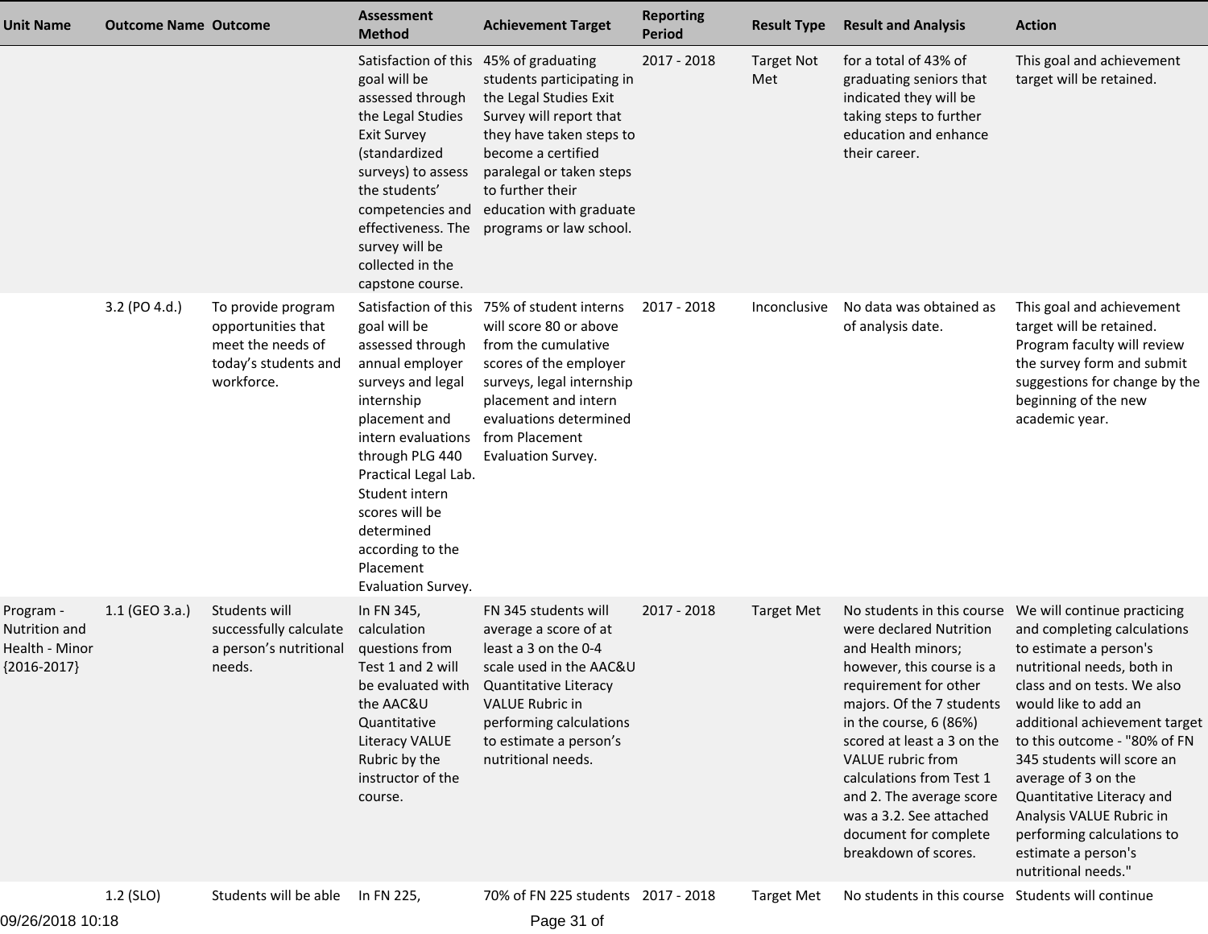| Unit Name | Outcome Name | Outcome | Assessment Method | Achievement Target | Reporting Period | Result Type | Result and Analysis | Action |
|---|---|---|---|---|---|---|---|---|
| | | | Satisfaction of this goal will be assessed through the Legal Studies Exit Survey (standardized surveys) to assess the students' competencies and effectiveness. The survey will be collected in the capstone course. | 45% of graduating students participating in the Legal Studies Exit Survey will report that they have taken steps to become a certified paralegal or taken steps to further their education with graduate programs or law school. | 2017 - 2018 | Target Not Met | for a total of 43% of graduating seniors that indicated they will be taking steps to further education and enhance their career. | This goal and achievement target will be retained. |
| | 3.2 (PO 4.d.) | To provide program opportunities that meet the needs of today's students and workforce. | Satisfaction of this goal will be assessed through annual employer surveys and legal internship placement and intern evaluations through PLG 440 Practical Legal Lab. Student intern scores will be determined according to the Placement Evaluation Survey. | 75% of student interns will score 80 or above from the cumulative scores of the employer surveys, legal internship placement and intern evaluations determined from Placement Evaluation Survey. | 2017 - 2018 | Inconclusive | No data was obtained as of analysis date. | This goal and achievement target will be retained. Program faculty will review the survey form and submit suggestions for change by the beginning of the new academic year. |
| Program - Nutrition and Health - Minor {2016-2017} | 1.1 (GEO 3.a.) | Students will successfully calculate a person's nutritional needs. | In FN 345, calculation questions from Test 1 and 2 will be evaluated with the AAC&U Quantitative Literacy VALUE Rubric by the instructor of the course. | FN 345 students will average a score of at least a 3 on the 0-4 scale used in the AAC&U Quantitative Literacy VALUE Rubric in performing calculations to estimate a person's nutritional needs. | 2017 - 2018 | Target Met | No students in this course were declared Nutrition and Health minors; however, this course is a requirement for other majors. Of the 7 students in the course, 6 (86%) scored at least a 3 on the VALUE rubric from calculations from Test 1 and 2. The average score was a 3.2. See attached document for complete breakdown of scores. | We will continue practicing and completing calculations to estimate a person's nutritional needs, both in class and on tests. We also would like to add an additional achievement target to this outcome - "80% of FN 345 students will score an average of 3 on the Quantitative Literacy and Analysis VALUE Rubric in performing calculations to estimate a person's nutritional needs." |
| | 1.2 (SLO) | Students will be able | In FN 225, | 70% of FN 225 students | 2017 - 2018 | Target Met | No students in this course | Students will continue |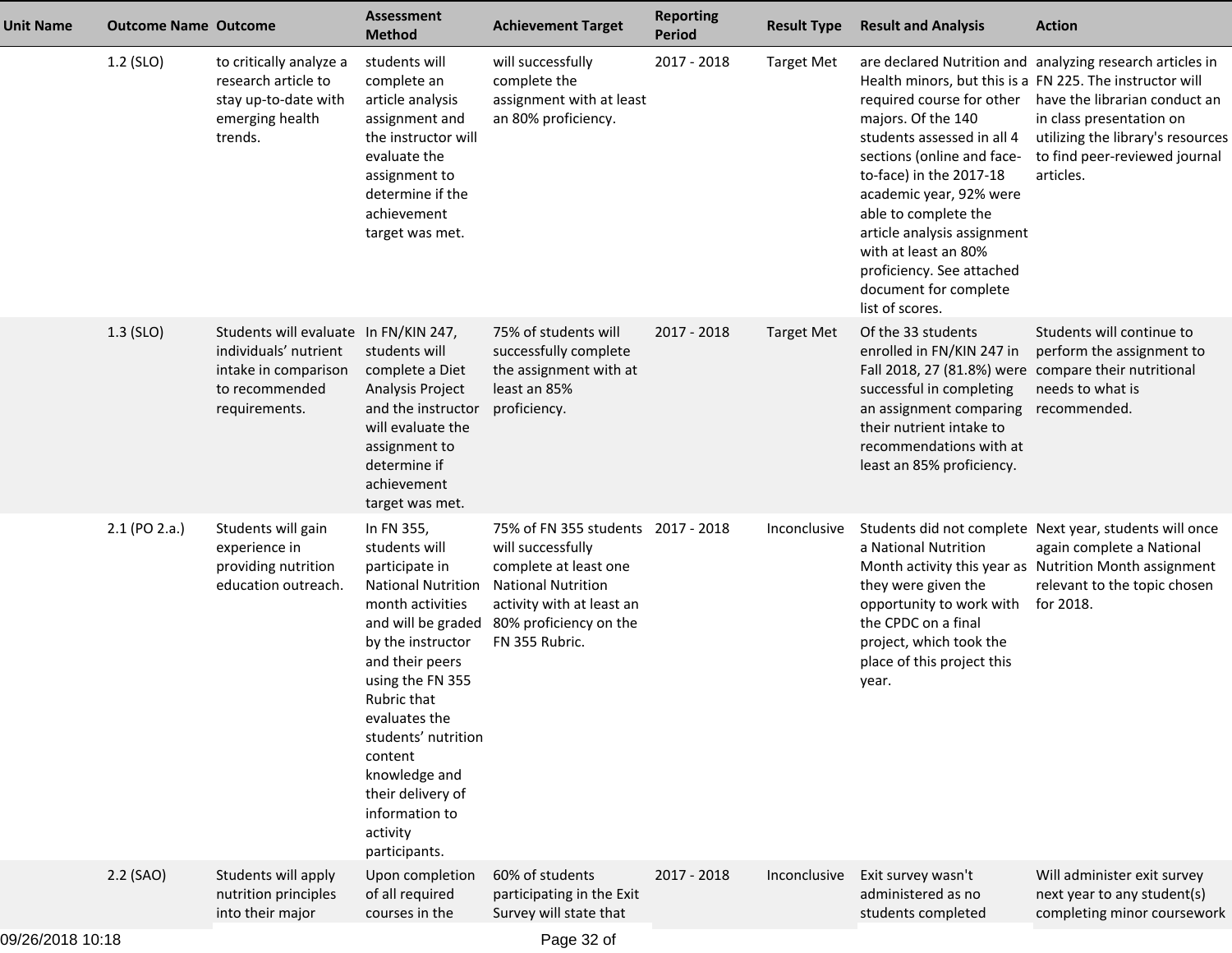| Unit Name | Outcome Name | Outcome | Assessment Method | Achievement Target | Reporting Period | Result Type | Result and Analysis | Action |
|---|---|---|---|---|---|---|---|---|
| | 1.2 (SLO) | to critically analyze a research article to stay up-to-date with emerging health trends. | students will complete an article analysis assignment and the instructor will evaluate the assignment to determine if the achievement target was met. | will successfully complete the assignment with at least an 80% proficiency. | 2017 - 2018 | Target Met | are declared Nutrition and Health minors, but this is a required course for other majors. Of the 140 students assessed in all 4 sections (online and face-to-face) in the 2017-18 academic year, 92% were able to complete the article analysis assignment with at least an 80% proficiency. See attached document for complete list of scores. | analyzing research articles in FN 225. The instructor will have the librarian conduct an in class presentation on utilizing the library's resources to find peer-reviewed journal articles. |
| | 1.3 (SLO) | Students will evaluate individuals' nutrient intake in comparison to recommended requirements. | In FN/KIN 247, students will complete a Diet Analysis Project and the instructor will evaluate the assignment to determine if achievement target was met. | 75% of students will successfully complete the assignment with at least an 85% proficiency. | 2017 - 2018 | Target Met | Of the 33 students enrolled in FN/KIN 247 in Fall 2018, 27 (81.8%) were successful in completing an assignment comparing their nutrient intake to recommendations with at least an 85% proficiency. | Students will continue to perform the assignment to compare their nutritional needs to what is recommended. |
| | 2.1 (PO 2.a.) | Students will gain experience in providing nutrition education outreach. | In FN 355, students will participate in National Nutrition month activities and will be graded by the instructor and their peers using the FN 355 Rubric that evaluates the students' nutrition content knowledge and their delivery of information to activity participants. | 75% of FN 355 students will successfully complete at least one National Nutrition activity with at least an 80% proficiency on the FN 355 Rubric. | 2017 - 2018 | Inconclusive | Students did not complete a National Nutrition Month activity this year as they were given the opportunity to work with the CPDC on a final project, which took the place of this project this year. | Next year, students will once again complete a National Nutrition Month assignment relevant to the topic chosen for 2018. |
| | 2.2 (SAO) | Students will apply nutrition principles into their major | Upon completion of all required courses in the | 60% of students participating in the Exit Survey will state that | 2017 - 2018 | Inconclusive | Exit survey wasn't administered as no students completed | Will administer exit survey next year to any student(s) completing minor coursework |

09/26/2018 10:18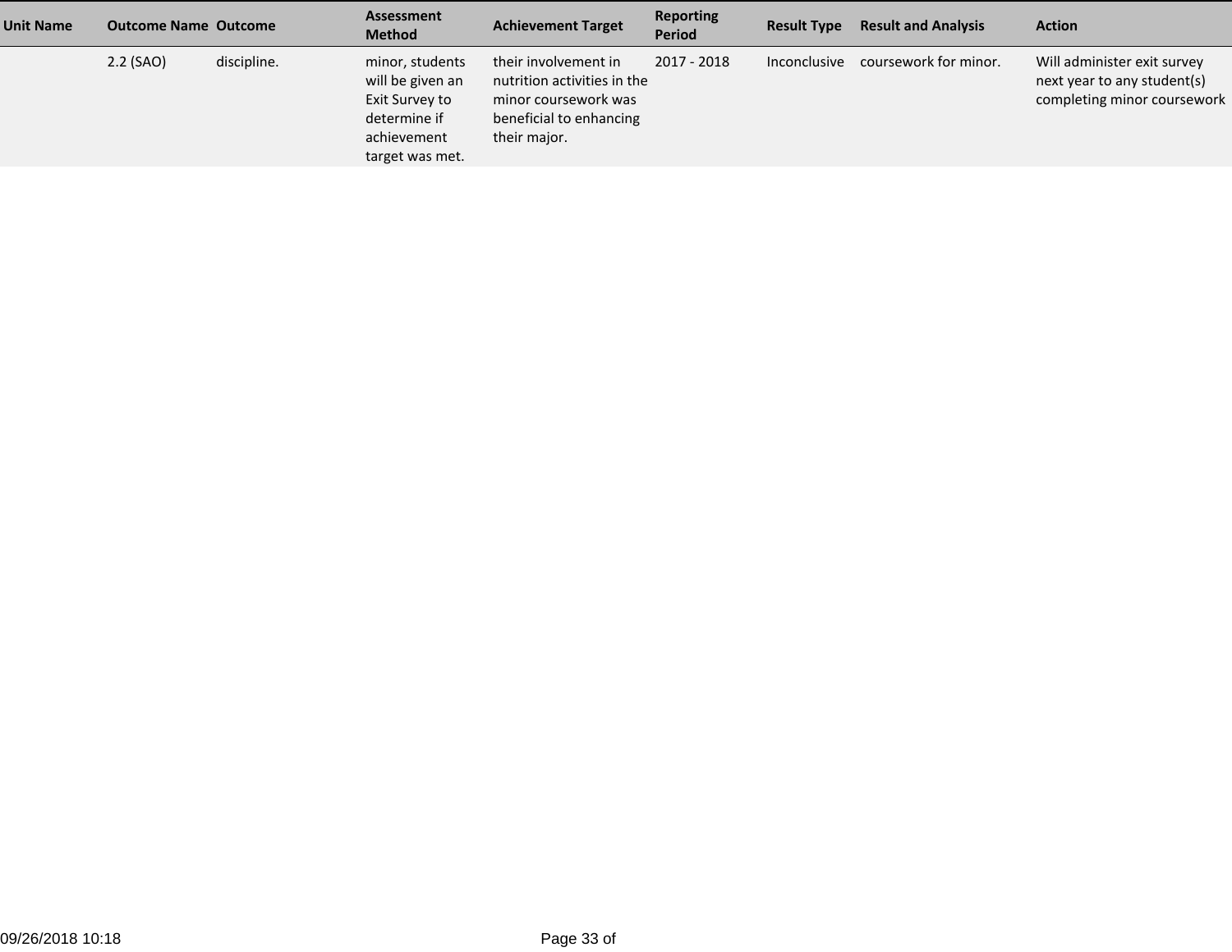| Unit Name | Outcome Name | Outcome | Assessment Method | Achievement Target | Reporting Period | Result Type | Result and Analysis | Action |
|---|---|---|---|---|---|---|---|---|
| | 2.2 (SAO) | discipline. | minor, students will be given an Exit Survey to determine if achievement target was met. | their involvement in nutrition activities in the minor coursework was beneficial to enhancing their major. | 2017 - 2018 | Inconclusive | coursework for minor. | Will administer exit survey next year to any student(s) completing minor coursework |